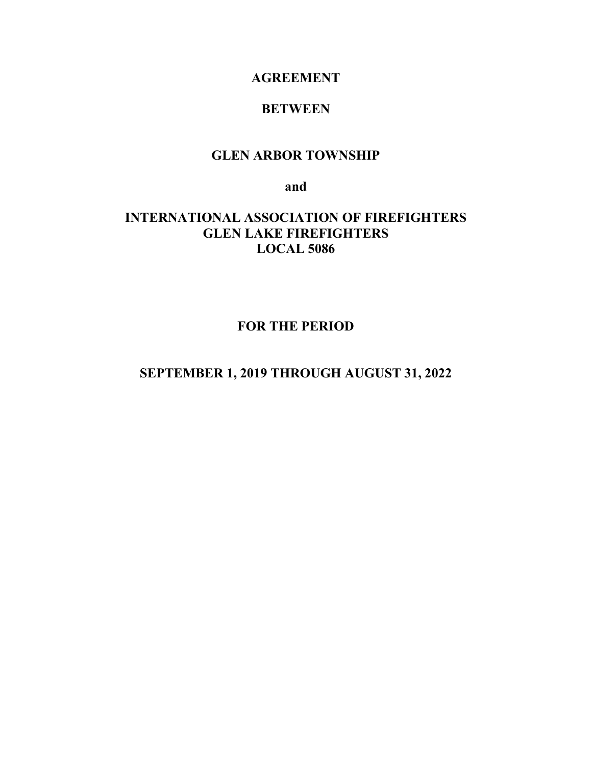**AGREEMENT**

**BETWEEN**

**GLEN ARBOR TOWNSHIP**

**and**

**INTERNATIONAL ASSOCIATION OF FIREFIGHTERS**
**GLEN LAKE FIREFIGHTERS**
**LOCAL 5086**

**FOR THE PERIOD**

**SEPTEMBER 1, 2019 THROUGH AUGUST 31, 2022**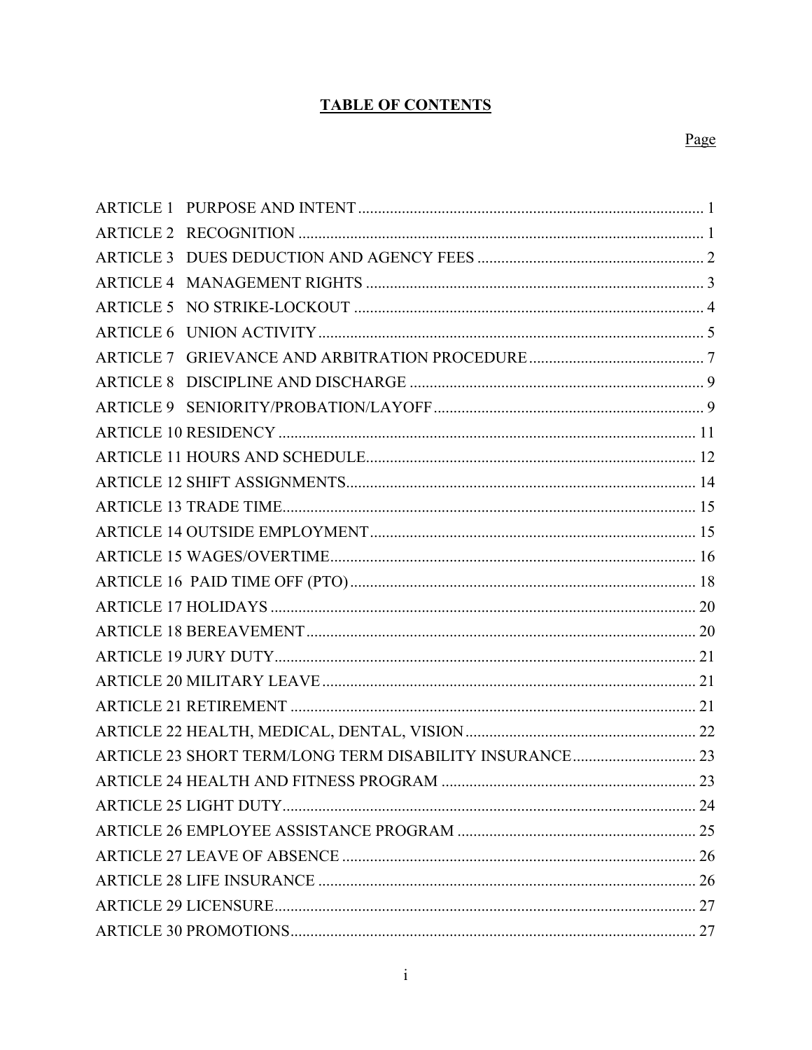# TABLE OF CONTENTS

| | Page |
|---|---|
| ARTICLE 1 PURPOSE AND INTENT | 1 |
| ARTICLE 2 RECOGNITION | 1 |
| ARTICLE 3 DUES DEDUCTION AND AGENCY FEES | 2 |
| ARTICLE 4 MANAGEMENT RIGHTS | 3 |
| ARTICLE 5 NO STRIKE-LOCKOUT | 4 |
| ARTICLE 6 UNION ACTIVITY | 5 |
| ARTICLE 7 GRIEVANCE AND ARBITRATION PROCEDURE | 7 |
| ARTICLE 8 DISCIPLINE AND DISCHARGE | 9 |
| ARTICLE 9 SENIORITY/PROBATION/LAYOFF | 9 |
| ARTICLE 10 RESIDENCY | 11 |
| ARTICLE 11 HOURS AND SCHEDULE | 12 |
| ARTICLE 12 SHIFT ASSIGNMENTS | 14 |
| ARTICLE 13 TRADE TIME | 15 |
| ARTICLE 14 OUTSIDE EMPLOYMENT | 15 |
| ARTICLE 15 WAGES/OVERTIME | 16 |
| ARTICLE 16 PAID TIME OFF (PTO) | 18 |
| ARTICLE 17 HOLIDAYS | 20 |
| ARTICLE 18 BEREAVEMENT | 20 |
| ARTICLE 19 JURY DUTY | 21 |
| ARTICLE 20 MILITARY LEAVE | 21 |
| ARTICLE 21 RETIREMENT | 21 |
| ARTICLE 22 HEALTH, MEDICAL, DENTAL, VISION | 22 |
| ARTICLE 23 SHORT TERM/LONG TERM DISABILITY INSURANCE | 23 |
| ARTICLE 24 HEALTH AND FITNESS PROGRAM | 23 |
| ARTICLE 25 LIGHT DUTY | 24 |
| ARTICLE 26 EMPLOYEE ASSISTANCE PROGRAM | 25 |
| ARTICLE 27 LEAVE OF ABSENCE | 26 |
| ARTICLE 28 LIFE INSURANCE | 26 |
| ARTICLE 29 LICENSURE | 27 |
| ARTICLE 30 PROMOTIONS | 27 |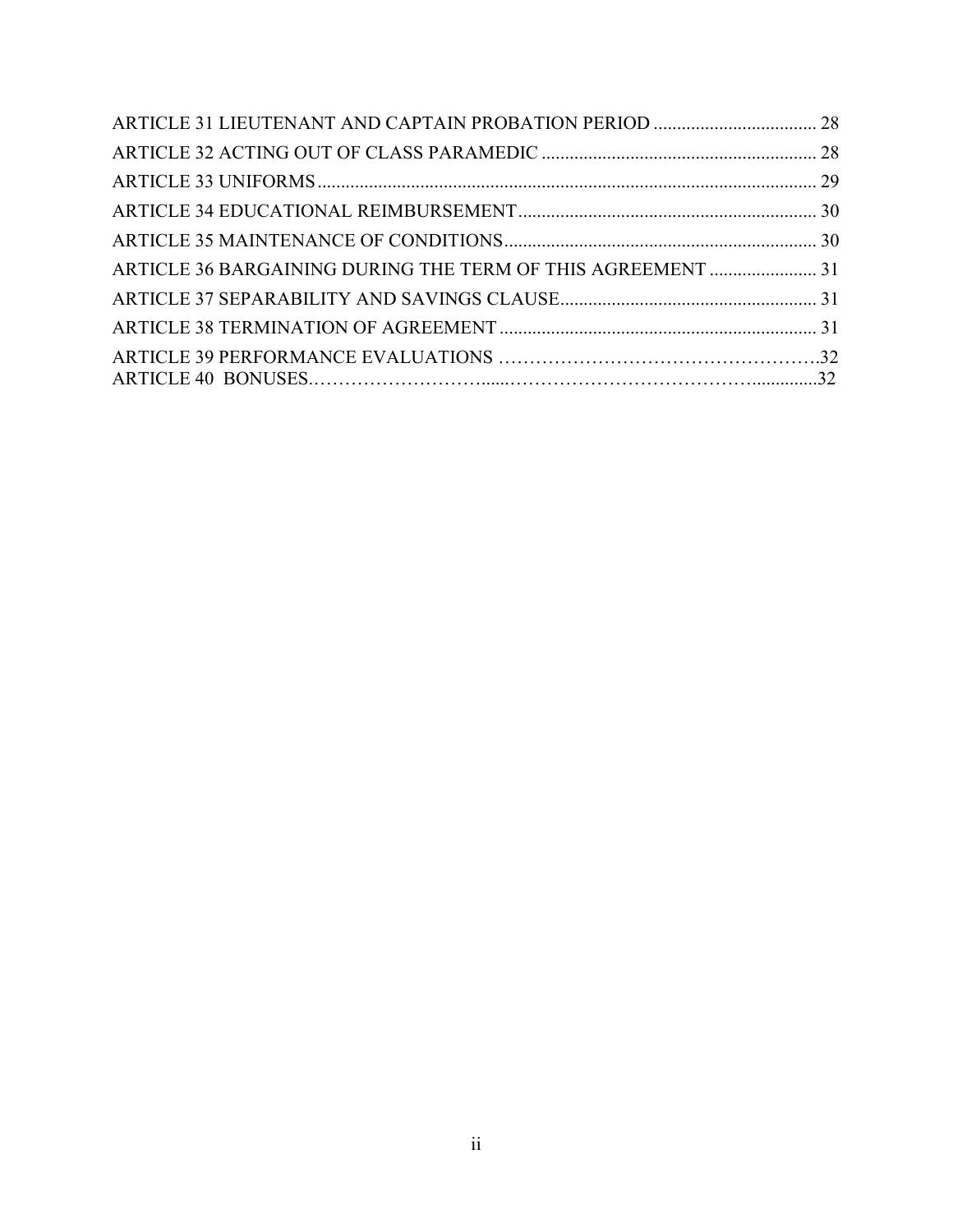ARTICLE 31 LIEUTENANT AND CAPTAIN PROBATION PERIOD .................................. 28
ARTICLE 32 ACTING OUT OF CLASS PARAMEDIC .......................................................... 28
ARTICLE 33 UNIFORMS .......................................................................................................... 29
ARTICLE 34 EDUCATIONAL REIMBURSEMENT ................................................................ 30
ARTICLE 35 MAINTENANCE OF CONDITIONS ................................................................... 30
ARTICLE 36 BARGAINING DURING THE TERM OF THIS AGREEMENT ........................ 31
ARTICLE 37 SEPARABILITY AND SAVINGS CLAUSE ....................................................... 31
ARTICLE 38 TERMINATION OF AGREEMENT .................................................................... 31
ARTICLE 39 PERFORMANCE EVALUATIONS ……………………………………………..32
ARTICLE 40 BONUSES.…………………………......……………………………………..............32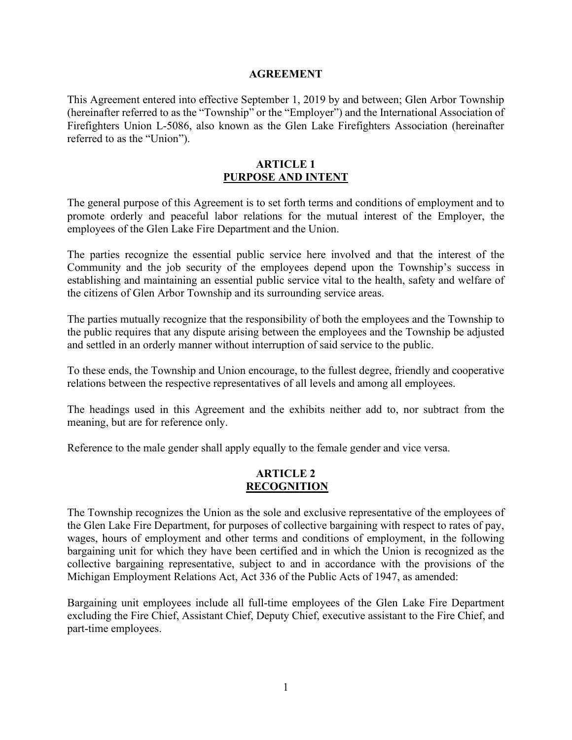# AGREEMENT

This Agreement entered into effective September 1, 2019 by and between; Glen Arbor Township (hereinafter referred to as the "Township" or the "Employer") and the International Association of Firefighters Union L-5086, also known as the Glen Lake Firefighters Association (hereinafter referred to as the "Union").

## ARTICLE 1
## PURPOSE AND INTENT

The general purpose of this Agreement is to set forth terms and conditions of employment and to promote orderly and peaceful labor relations for the mutual interest of the Employer, the employees of the Glen Lake Fire Department and the Union.

The parties recognize the essential public service here involved and that the interest of the Community and the job security of the employees depend upon the Township's success in establishing and maintaining an essential public service vital to the health, safety and welfare of the citizens of Glen Arbor Township and its surrounding service areas.

The parties mutually recognize that the responsibility of both the employees and the Township to the public requires that any dispute arising between the employees and the Township be adjusted and settled in an orderly manner without interruption of said service to the public.

To these ends, the Township and Union encourage, to the fullest degree, friendly and cooperative relations between the respective representatives of all levels and among all employees.

The headings used in this Agreement and the exhibits neither add to, nor subtract from the meaning, but are for reference only.

Reference to the male gender shall apply equally to the female gender and vice versa.

## ARTICLE 2
## RECOGNITION

The Township recognizes the Union as the sole and exclusive representative of the employees of the Glen Lake Fire Department, for purposes of collective bargaining with respect to rates of pay, wages, hours of employment and other terms and conditions of employment, in the following bargaining unit for which they have been certified and in which the Union is recognized as the collective bargaining representative, subject to and in accordance with the provisions of the Michigan Employment Relations Act, Act 336 of the Public Acts of 1947, as amended:

Bargaining unit employees include all full-time employees of the Glen Lake Fire Department excluding the Fire Chief, Assistant Chief, Deputy Chief, executive assistant to the Fire Chief, and part-time employees.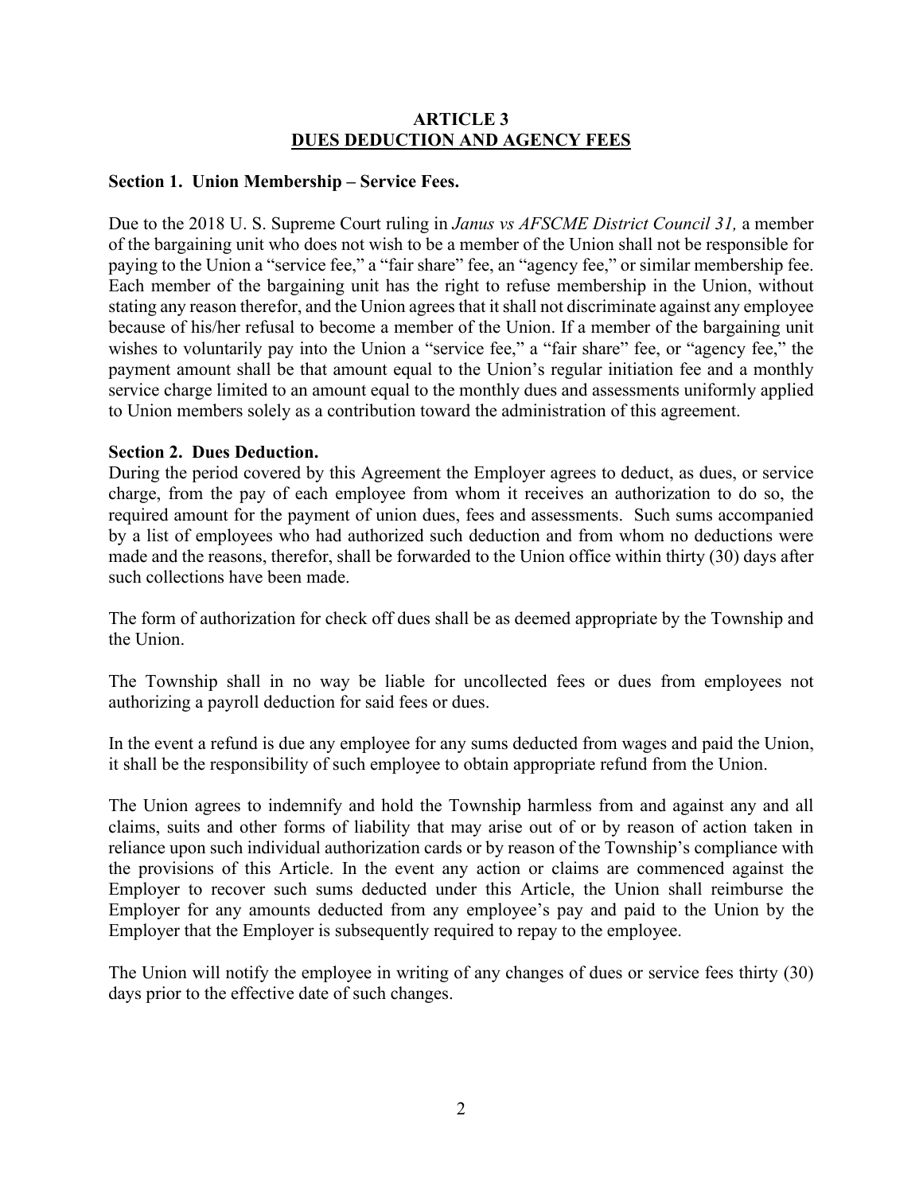## ARTICLE 3
## DUES DEDUCTION AND AGENCY FEES

**Section 1. Union Membership – Service Fees.**

Due to the 2018 U. S. Supreme Court ruling in *Janus vs AFSCME District Council 31,* a member of the bargaining unit who does not wish to be a member of the Union shall not be responsible for paying to the Union a "service fee," a "fair share" fee, an "agency fee," or similar membership fee. Each member of the bargaining unit has the right to refuse membership in the Union, without stating any reason therefor, and the Union agrees that it shall not discriminate against any employee because of his/her refusal to become a member of the Union. If a member of the bargaining unit wishes to voluntarily pay into the Union a "service fee," a "fair share" fee, or "agency fee," the payment amount shall be that amount equal to the Union's regular initiation fee and a monthly service charge limited to an amount equal to the monthly dues and assessments uniformly applied to Union members solely as a contribution toward the administration of this agreement.

**Section 2. Dues Deduction.**

During the period covered by this Agreement the Employer agrees to deduct, as dues, or service charge, from the pay of each employee from whom it receives an authorization to do so, the required amount for the payment of union dues, fees and assessments. Such sums accompanied by a list of employees who had authorized such deduction and from whom no deductions were made and the reasons, therefor, shall be forwarded to the Union office within thirty (30) days after such collections have been made.

The form of authorization for check off dues shall be as deemed appropriate by the Township and the Union.

The Township shall in no way be liable for uncollected fees or dues from employees not authorizing a payroll deduction for said fees or dues.

In the event a refund is due any employee for any sums deducted from wages and paid the Union, it shall be the responsibility of such employee to obtain appropriate refund from the Union.

The Union agrees to indemnify and hold the Township harmless from and against any and all claims, suits and other forms of liability that may arise out of or by reason of action taken in reliance upon such individual authorization cards or by reason of the Township's compliance with the provisions of this Article. In the event any action or claims are commenced against the Employer to recover such sums deducted under this Article, the Union shall reimburse the Employer for any amounts deducted from any employee's pay and paid to the Union by the Employer that the Employer is subsequently required to repay to the employee.

The Union will notify the employee in writing of any changes of dues or service fees thirty (30) days prior to the effective date of such changes.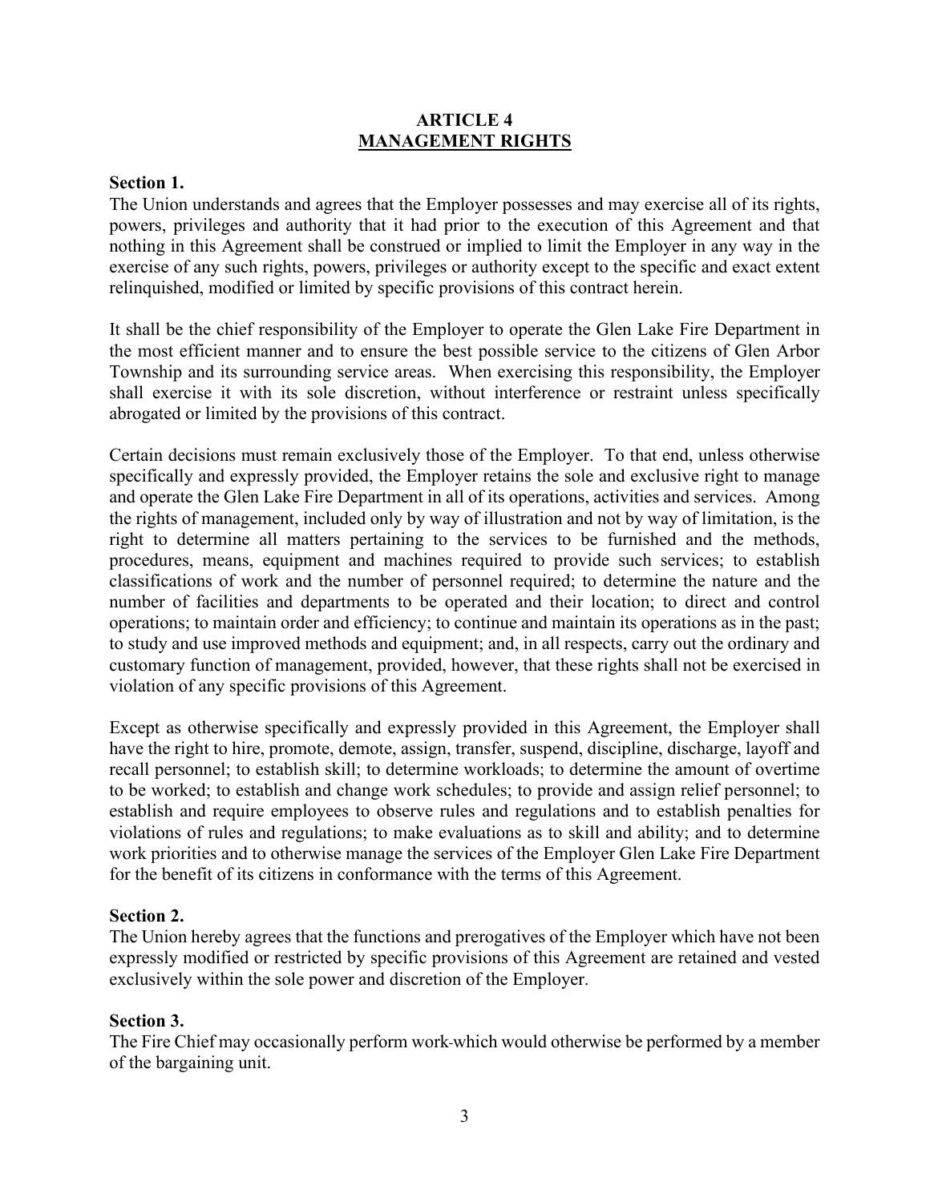# ARTICLE 4
## MANAGEMENT RIGHTS

**Section 1.**
The Union understands and agrees that the Employer possesses and may exercise all of its rights, powers, privileges and authority that it had prior to the execution of this Agreement and that nothing in this Agreement shall be construed or implied to limit the Employer in any way in the exercise of any such rights, powers, privileges or authority except to the specific and exact extent relinquished, modified or limited by specific provisions of this contract herein.

It shall be the chief responsibility of the Employer to operate the Glen Lake Fire Department in the most efficient manner and to ensure the best possible service to the citizens of Glen Arbor Township and its surrounding service areas. When exercising this responsibility, the Employer shall exercise it with its sole discretion, without interference or restraint unless specifically abrogated or limited by the provisions of this contract.

Certain decisions must remain exclusively those of the Employer. To that end, unless otherwise specifically and expressly provided, the Employer retains the sole and exclusive right to manage and operate the Glen Lake Fire Department in all of its operations, activities and services. Among the rights of management, included only by way of illustration and not by way of limitation, is the right to determine all matters pertaining to the services to be furnished and the methods, procedures, means, equipment and machines required to provide such services; to establish classifications of work and the number of personnel required; to determine the nature and the number of facilities and departments to be operated and their location; to direct and control operations; to maintain order and efficiency; to continue and maintain its operations as in the past; to study and use improved methods and equipment; and, in all respects, carry out the ordinary and customary function of management, provided, however, that these rights shall not be exercised in violation of any specific provisions of this Agreement.

Except as otherwise specifically and expressly provided in this Agreement, the Employer shall have the right to hire, promote, demote, assign, transfer, suspend, discipline, discharge, layoff and recall personnel; to establish skill; to determine workloads; to determine the amount of overtime to be worked; to establish and change work schedules; to provide and assign relief personnel; to establish and require employees to observe rules and regulations and to establish penalties for violations of rules and regulations; to make evaluations as to skill and ability; and to determine work priorities and to otherwise manage the services of the Employer Glen Lake Fire Department for the benefit of its citizens in conformance with the terms of this Agreement.

**Section 2.**
The Union hereby agrees that the functions and prerogatives of the Employer which have not been expressly modified or restricted by specific provisions of this Agreement are retained and vested exclusively within the sole power and discretion of the Employer.

**Section 3.**
The Fire Chief may occasionally perform work which would otherwise be performed by a member of the bargaining unit.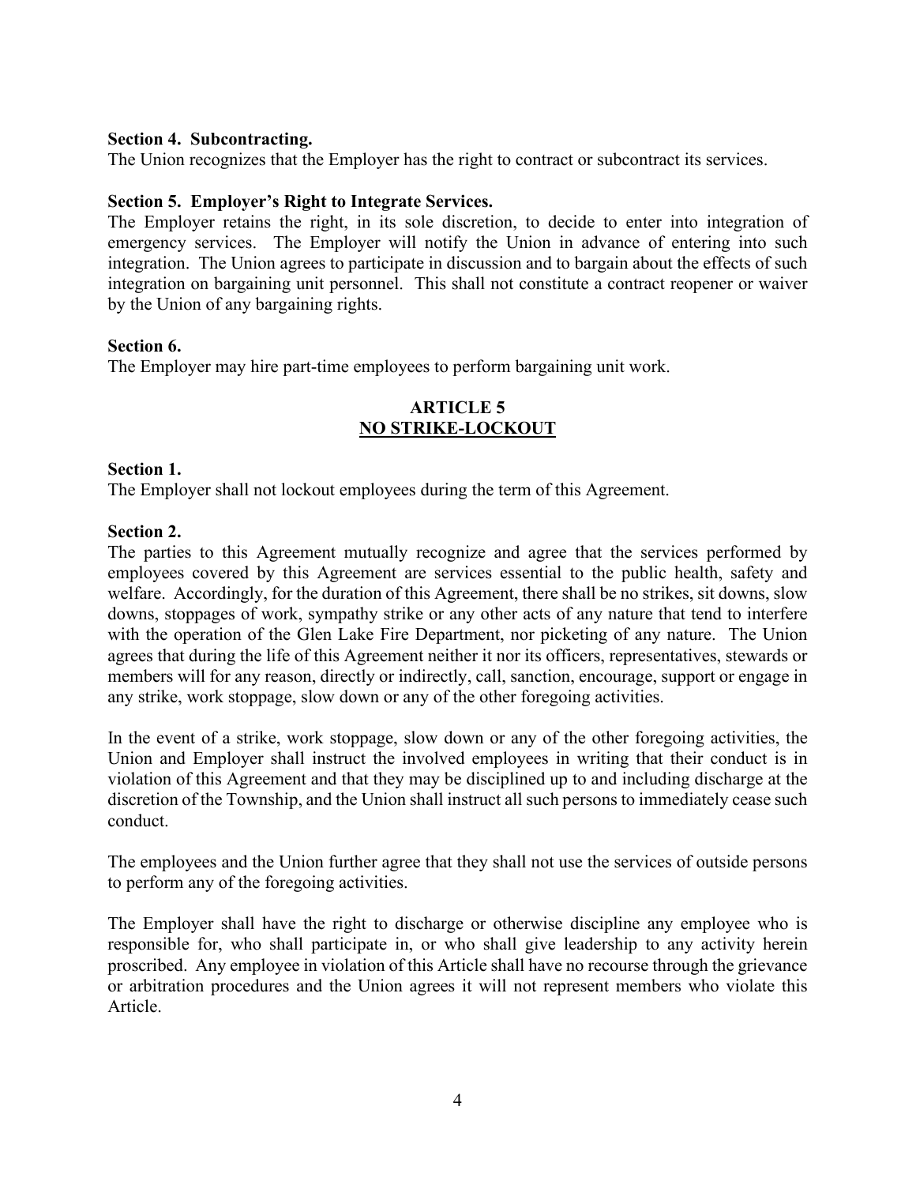**Section 4. Subcontracting.**
The Union recognizes that the Employer has the right to contract or subcontract its services.

**Section 5. Employer's Right to Integrate Services.**
The Employer retains the right, in its sole discretion, to decide to enter into integration of emergency services. The Employer will notify the Union in advance of entering into such integration. The Union agrees to participate in discussion and to bargain about the effects of such integration on bargaining unit personnel. This shall not constitute a contract reopener or waiver by the Union of any bargaining rights.

**Section 6.**
The Employer may hire part-time employees to perform bargaining unit work.

## ARTICLE 5
## NO STRIKE-LOCKOUT

**Section 1.**
The Employer shall not lockout employees during the term of this Agreement.

**Section 2.**
The parties to this Agreement mutually recognize and agree that the services performed by employees covered by this Agreement are services essential to the public health, safety and welfare. Accordingly, for the duration of this Agreement, there shall be no strikes, sit downs, slow downs, stoppages of work, sympathy strike or any other acts of any nature that tend to interfere with the operation of the Glen Lake Fire Department, nor picketing of any nature. The Union agrees that during the life of this Agreement neither it nor its officers, representatives, stewards or members will for any reason, directly or indirectly, call, sanction, encourage, support or engage in any strike, work stoppage, slow down or any of the other foregoing activities.

In the event of a strike, work stoppage, slow down or any of the other foregoing activities, the Union and Employer shall instruct the involved employees in writing that their conduct is in violation of this Agreement and that they may be disciplined up to and including discharge at the discretion of the Township, and the Union shall instruct all such persons to immediately cease such conduct.

The employees and the Union further agree that they shall not use the services of outside persons to perform any of the foregoing activities.

The Employer shall have the right to discharge or otherwise discipline any employee who is responsible for, who shall participate in, or who shall give leadership to any activity herein proscribed. Any employee in violation of this Article shall have no recourse through the grievance or arbitration procedures and the Union agrees it will not represent members who violate this Article.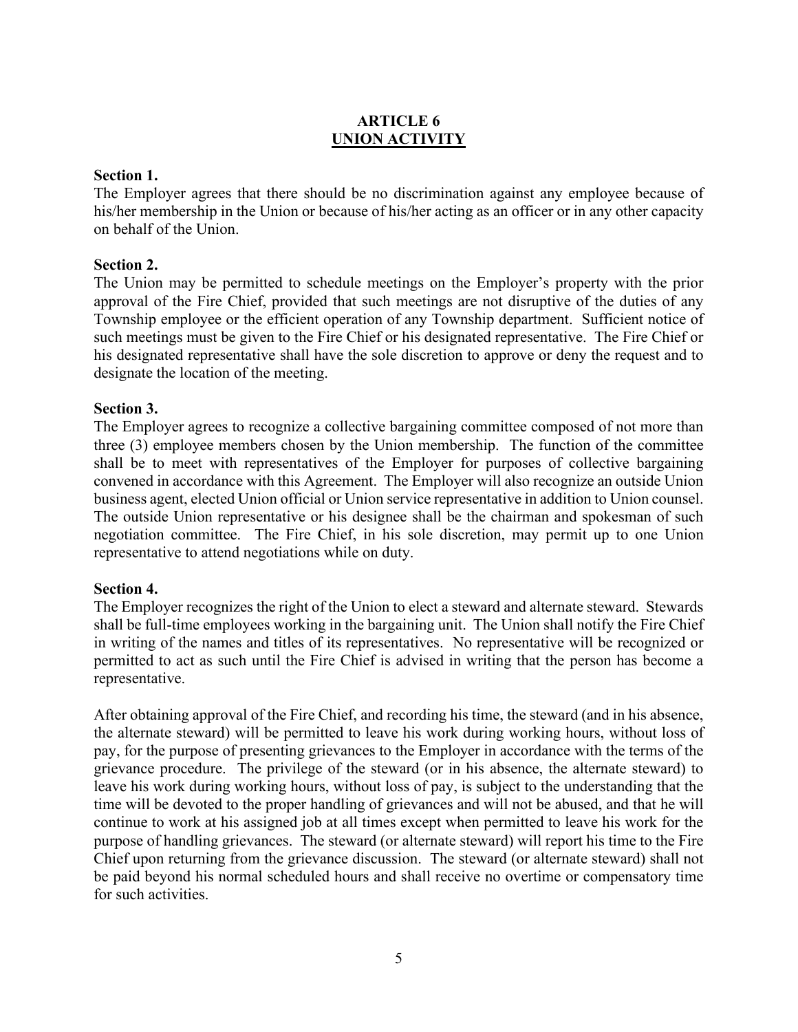# ARTICLE 6
## UNION ACTIVITY

**Section 1.**
The Employer agrees that there should be no discrimination against any employee because of his/her membership in the Union or because of his/her acting as an officer or in any other capacity on behalf of the Union.

**Section 2.**
The Union may be permitted to schedule meetings on the Employer's property with the prior approval of the Fire Chief, provided that such meetings are not disruptive of the duties of any Township employee or the efficient operation of any Township department. Sufficient notice of such meetings must be given to the Fire Chief or his designated representative. The Fire Chief or his designated representative shall have the sole discretion to approve or deny the request and to designate the location of the meeting.

**Section 3.**
The Employer agrees to recognize a collective bargaining committee composed of not more than three (3) employee members chosen by the Union membership. The function of the committee shall be to meet with representatives of the Employer for purposes of collective bargaining convened in accordance with this Agreement. The Employer will also recognize an outside Union business agent, elected Union official or Union service representative in addition to Union counsel. The outside Union representative or his designee shall be the chairman and spokesman of such negotiation committee. The Fire Chief, in his sole discretion, may permit up to one Union representative to attend negotiations while on duty.

**Section 4.**
The Employer recognizes the right of the Union to elect a steward and alternate steward. Stewards shall be full-time employees working in the bargaining unit. The Union shall notify the Fire Chief in writing of the names and titles of its representatives. No representative will be recognized or permitted to act as such until the Fire Chief is advised in writing that the person has become a representative.

After obtaining approval of the Fire Chief, and recording his time, the steward (and in his absence, the alternate steward) will be permitted to leave his work during working hours, without loss of pay, for the purpose of presenting grievances to the Employer in accordance with the terms of the grievance procedure. The privilege of the steward (or in his absence, the alternate steward) to leave his work during working hours, without loss of pay, is subject to the understanding that the time will be devoted to the proper handling of grievances and will not be abused, and that he will continue to work at his assigned job at all times except when permitted to leave his work for the purpose of handling grievances. The steward (or alternate steward) will report his time to the Fire Chief upon returning from the grievance discussion. The steward (or alternate steward) shall not be paid beyond his normal scheduled hours and shall receive no overtime or compensatory time for such activities.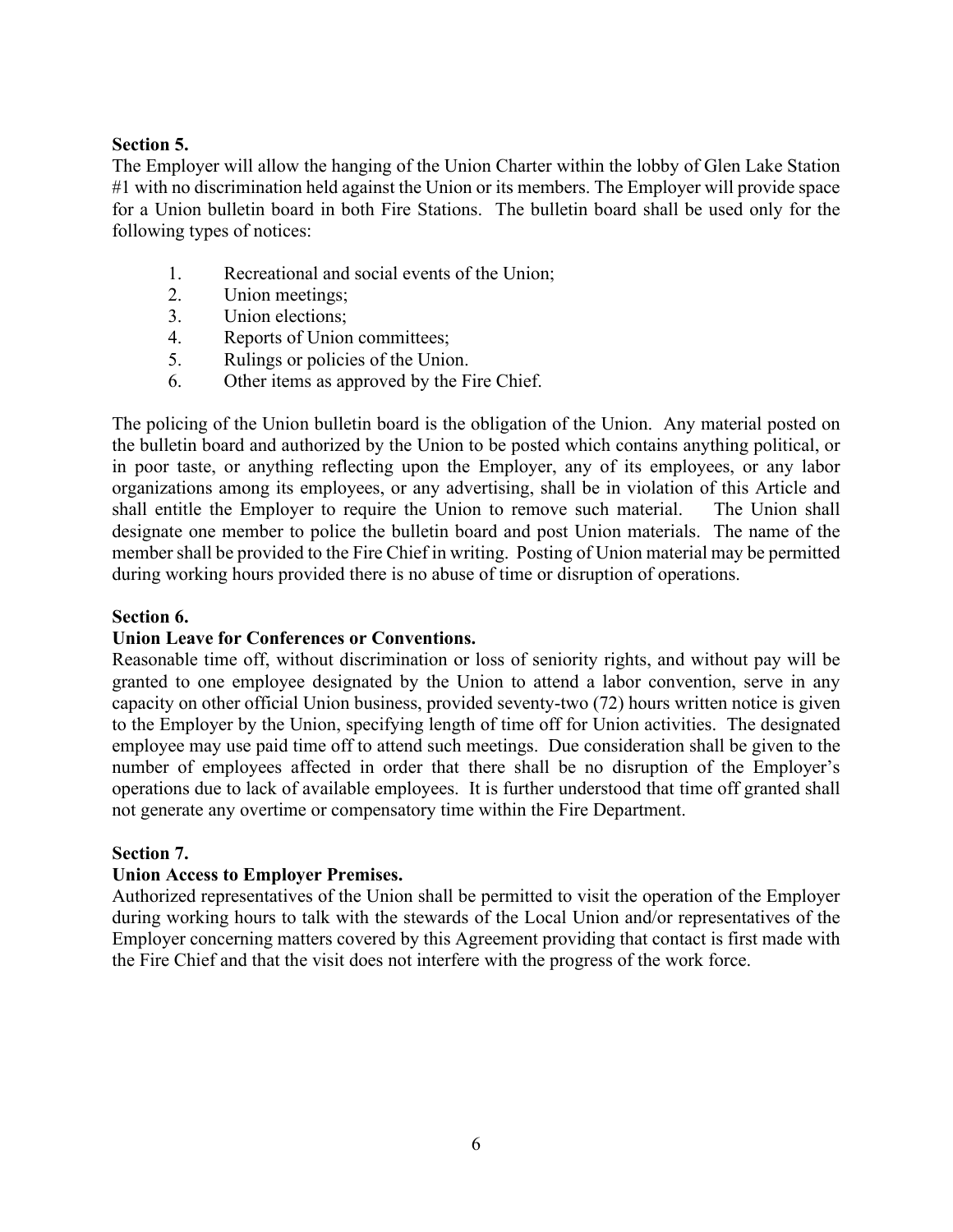**Section 5.**

The Employer will allow the hanging of the Union Charter within the lobby of Glen Lake Station #1 with no discrimination held against the Union or its members. The Employer will provide space for a Union bulletin board in both Fire Stations. The bulletin board shall be used only for the following types of notices:

1. Recreational and social events of the Union;
2. Union meetings;
3. Union elections;
4. Reports of Union committees;
5. Rulings or policies of the Union.
6. Other items as approved by the Fire Chief.

The policing of the Union bulletin board is the obligation of the Union. Any material posted on the bulletin board and authorized by the Union to be posted which contains anything political, or in poor taste, or anything reflecting upon the Employer, any of its employees, or any labor organizations among its employees, or any advertising, shall be in violation of this Article and shall entitle the Employer to require the Union to remove such material. The Union shall designate one member to police the bulletin board and post Union materials. The name of the member shall be provided to the Fire Chief in writing. Posting of Union material may be permitted during working hours provided there is no abuse of time or disruption of operations.

**Section 6.**

**Union Leave for Conferences or Conventions.**

Reasonable time off, without discrimination or loss of seniority rights, and without pay will be granted to one employee designated by the Union to attend a labor convention, serve in any capacity on other official Union business, provided seventy-two (72) hours written notice is given to the Employer by the Union, specifying length of time off for Union activities. The designated employee may use paid time off to attend such meetings. Due consideration shall be given to the number of employees affected in order that there shall be no disruption of the Employer's operations due to lack of available employees. It is further understood that time off granted shall not generate any overtime or compensatory time within the Fire Department.

**Section 7.**

**Union Access to Employer Premises.**

Authorized representatives of the Union shall be permitted to visit the operation of the Employer during working hours to talk with the stewards of the Local Union and/or representatives of the Employer concerning matters covered by this Agreement providing that contact is first made with the Fire Chief and that the visit does not interfere with the progress of the work force.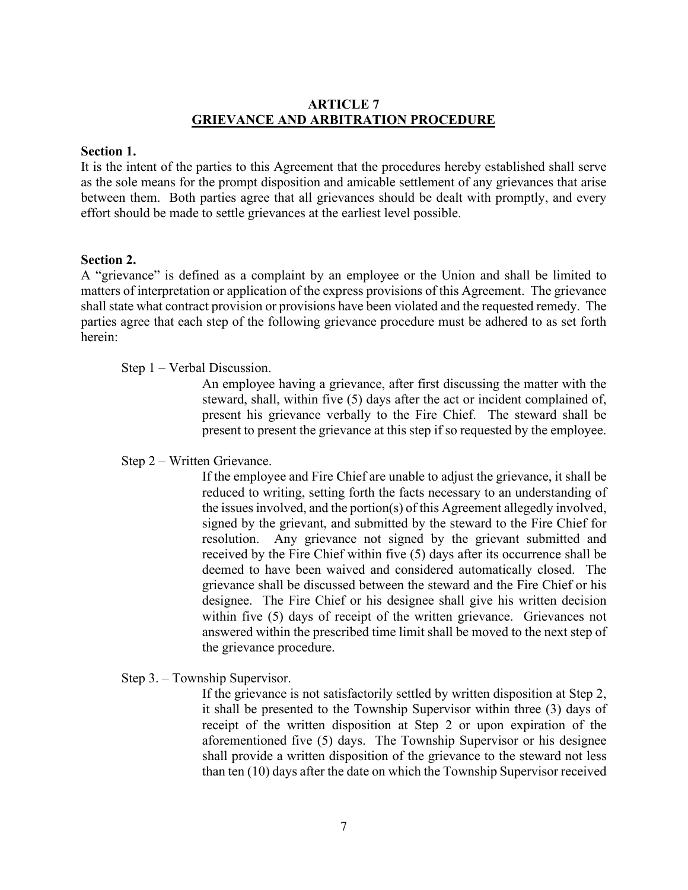## ARTICLE 7
## GRIEVANCE AND ARBITRATION PROCEDURE

**Section 1.**
It is the intent of the parties to this Agreement that the procedures hereby established shall serve as the sole means for the prompt disposition and amicable settlement of any grievances that arise between them. Both parties agree that all grievances should be dealt with promptly, and every effort should be made to settle grievances at the earliest level possible.

**Section 2.**
A "grievance" is defined as a complaint by an employee or the Union and shall be limited to matters of interpretation or application of the express provisions of this Agreement. The grievance shall state what contract provision or provisions have been violated and the requested remedy. The parties agree that each step of the following grievance procedure must be adhered to as set forth herein:

Step 1 – Verbal Discussion.

An employee having a grievance, after first discussing the matter with the steward, shall, within five (5) days after the act or incident complained of, present his grievance verbally to the Fire Chief. The steward shall be present to present the grievance at this step if so requested by the employee.

Step 2 – Written Grievance.

If the employee and Fire Chief are unable to adjust the grievance, it shall be reduced to writing, setting forth the facts necessary to an understanding of the issues involved, and the portion(s) of this Agreement allegedly involved, signed by the grievant, and submitted by the steward to the Fire Chief for resolution. Any grievance not signed by the grievant submitted and received by the Fire Chief within five (5) days after its occurrence shall be deemed to have been waived and considered automatically closed. The grievance shall be discussed between the steward and the Fire Chief or his designee. The Fire Chief or his designee shall give his written decision within five (5) days of receipt of the written grievance. Grievances not answered within the prescribed time limit shall be moved to the next step of the grievance procedure.

Step 3. – Township Supervisor.

If the grievance is not satisfactorily settled by written disposition at Step 2, it shall be presented to the Township Supervisor within three (3) days of receipt of the written disposition at Step 2 or upon expiration of the aforementioned five (5) days. The Township Supervisor or his designee shall provide a written disposition of the grievance to the steward not less than ten (10) days after the date on which the Township Supervisor received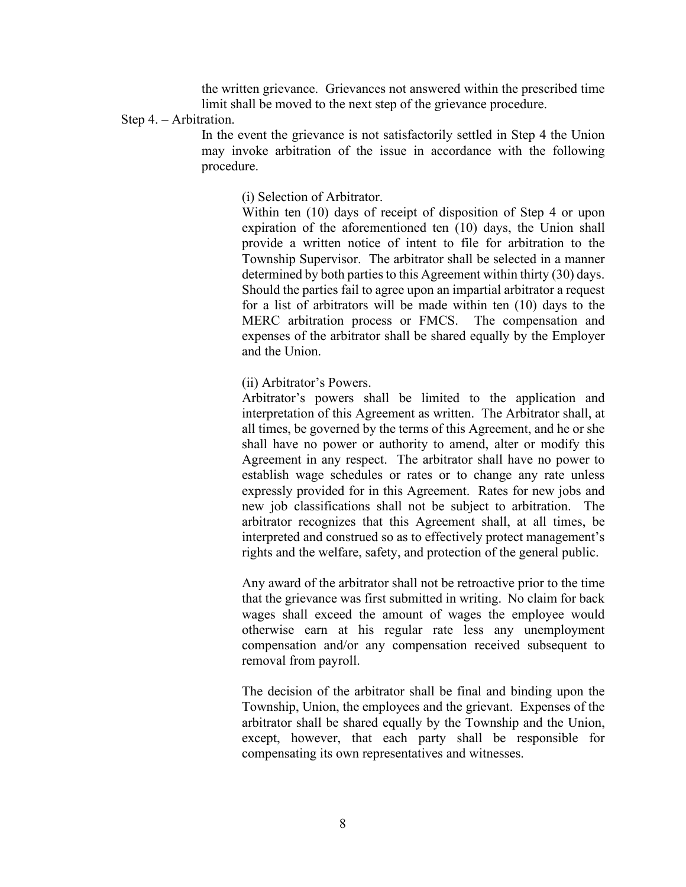the written grievance. Grievances not answered within the prescribed time limit shall be moved to the next step of the grievance procedure.

Step 4. – Arbitration.

In the event the grievance is not satisfactorily settled in Step 4 the Union may invoke arbitration of the issue in accordance with the following procedure.

(i) Selection of Arbitrator.

Within ten (10) days of receipt of disposition of Step 4 or upon expiration of the aforementioned ten (10) days, the Union shall provide a written notice of intent to file for arbitration to the Township Supervisor. The arbitrator shall be selected in a manner determined by both parties to this Agreement within thirty (30) days. Should the parties fail to agree upon an impartial arbitrator a request for a list of arbitrators will be made within ten (10) days to the MERC arbitration process or FMCS. The compensation and expenses of the arbitrator shall be shared equally by the Employer and the Union.

(ii) Arbitrator's Powers.

Arbitrator's powers shall be limited to the application and interpretation of this Agreement as written. The Arbitrator shall, at all times, be governed by the terms of this Agreement, and he or she shall have no power or authority to amend, alter or modify this Agreement in any respect. The arbitrator shall have no power to establish wage schedules or rates or to change any rate unless expressly provided for in this Agreement. Rates for new jobs and new job classifications shall not be subject to arbitration. The arbitrator recognizes that this Agreement shall, at all times, be interpreted and construed so as to effectively protect management's rights and the welfare, safety, and protection of the general public.

Any award of the arbitrator shall not be retroactive prior to the time that the grievance was first submitted in writing. No claim for back wages shall exceed the amount of wages the employee would otherwise earn at his regular rate less any unemployment compensation and/or any compensation received subsequent to removal from payroll.

The decision of the arbitrator shall be final and binding upon the Township, Union, the employees and the grievant. Expenses of the arbitrator shall be shared equally by the Township and the Union, except, however, that each party shall be responsible for compensating its own representatives and witnesses.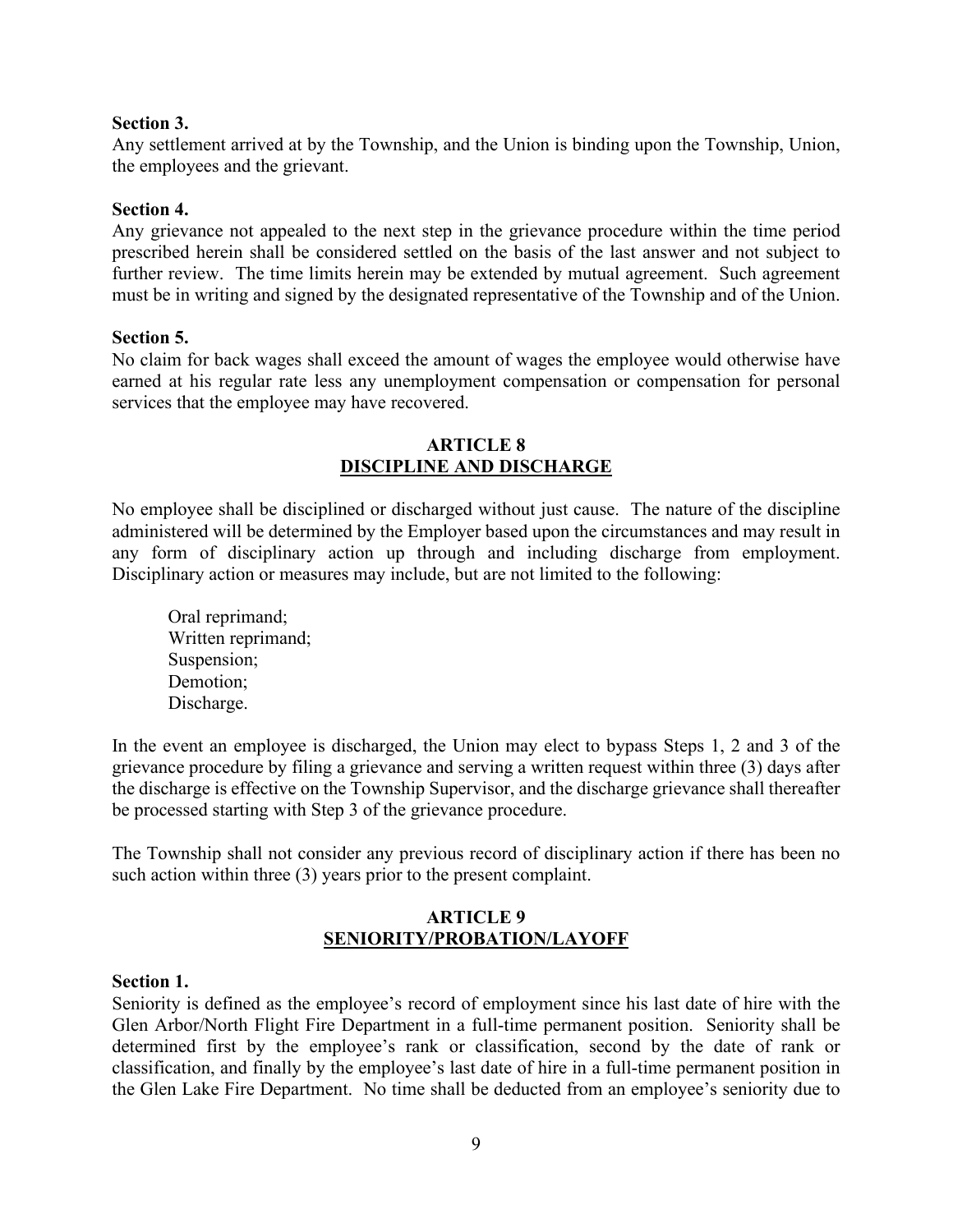**Section 3.**
Any settlement arrived at by the Township, and the Union is binding upon the Township, Union, the employees and the grievant.

**Section 4.**
Any grievance not appealed to the next step in the grievance procedure within the time period prescribed herein shall be considered settled on the basis of the last answer and not subject to further review. The time limits herein may be extended by mutual agreement. Such agreement must be in writing and signed by the designated representative of the Township and of the Union.

**Section 5.**
No claim for back wages shall exceed the amount of wages the employee would otherwise have earned at his regular rate less any unemployment compensation or compensation for personal services that the employee may have recovered.

## ARTICLE 8
## DISCIPLINE AND DISCHARGE

No employee shall be disciplined or discharged without just cause. The nature of the discipline administered will be determined by the Employer based upon the circumstances and may result in any form of disciplinary action up through and including discharge from employment. Disciplinary action or measures may include, but are not limited to the following:

Oral reprimand;
Written reprimand;
Suspension;
Demotion;
Discharge.

In the event an employee is discharged, the Union may elect to bypass Steps 1, 2 and 3 of the grievance procedure by filing a grievance and serving a written request within three (3) days after the discharge is effective on the Township Supervisor, and the discharge grievance shall thereafter be processed starting with Step 3 of the grievance procedure.

The Township shall not consider any previous record of disciplinary action if there has been no such action within three (3) years prior to the present complaint.

## ARTICLE 9
## SENIORITY/PROBATION/LAYOFF

**Section 1.**
Seniority is defined as the employee's record of employment since his last date of hire with the Glen Arbor/North Flight Fire Department in a full-time permanent position. Seniority shall be determined first by the employee's rank or classification, second by the date of rank or classification, and finally by the employee's last date of hire in a full-time permanent position in the Glen Lake Fire Department. No time shall be deducted from an employee's seniority due to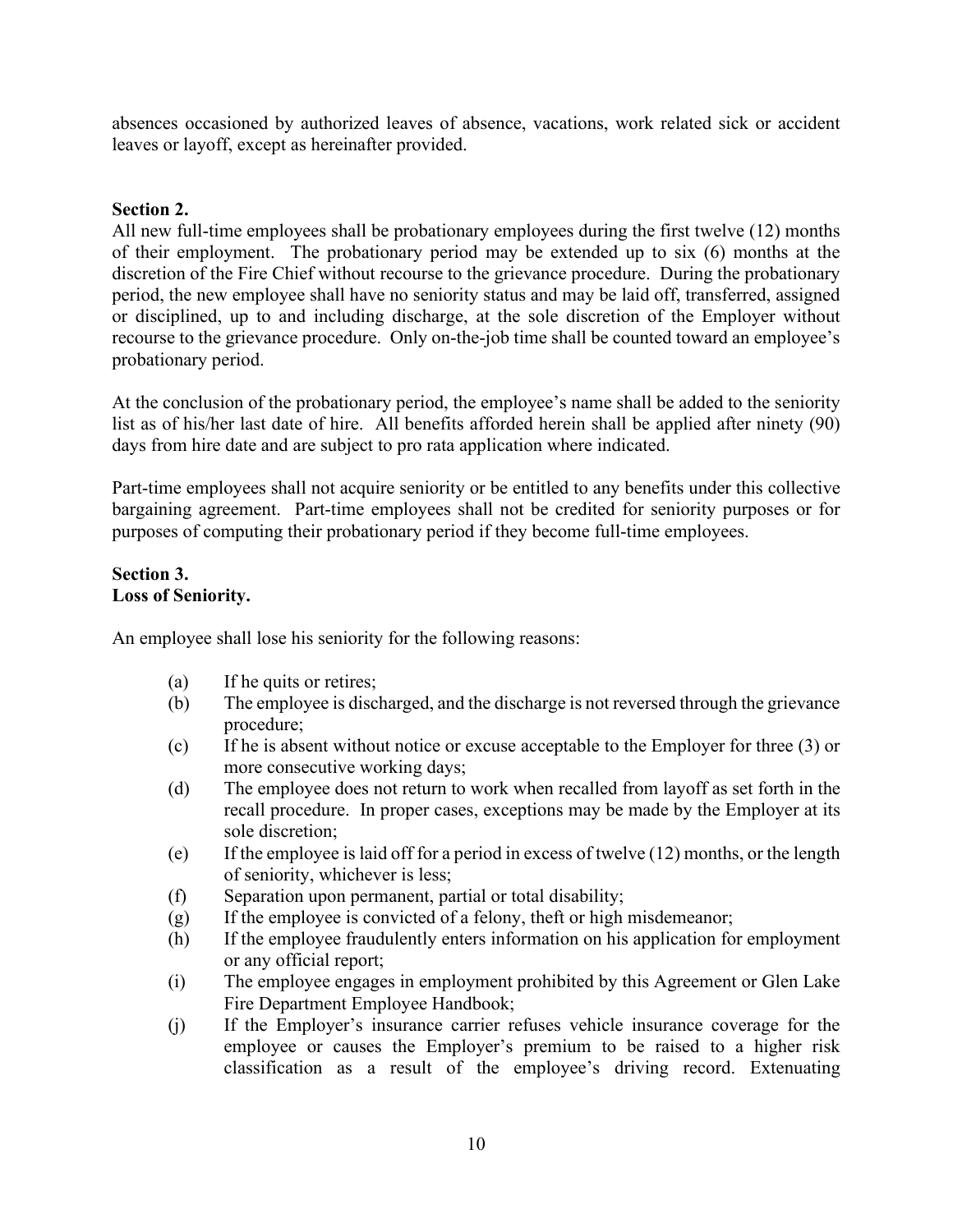absences occasioned by authorized leaves of absence, vacations, work related sick or accident leaves or layoff, except as hereinafter provided.

**Section 2.**

All new full-time employees shall be probationary employees during the first twelve (12) months of their employment. The probationary period may be extended up to six (6) months at the discretion of the Fire Chief without recourse to the grievance procedure. During the probationary period, the new employee shall have no seniority status and may be laid off, transferred, assigned or disciplined, up to and including discharge, at the sole discretion of the Employer without recourse to the grievance procedure. Only on-the-job time shall be counted toward an employee's probationary period.

At the conclusion of the probationary period, the employee's name shall be added to the seniority list as of his/her last date of hire. All benefits afforded herein shall be applied after ninety (90) days from hire date and are subject to pro rata application where indicated.

Part-time employees shall not acquire seniority or be entitled to any benefits under this collective bargaining agreement. Part-time employees shall not be credited for seniority purposes or for purposes of computing their probationary period if they become full-time employees.

**Section 3.**
**Loss of Seniority.**

An employee shall lose his seniority for the following reasons:

(a) If he quits or retires;
(b) The employee is discharged, and the discharge is not reversed through the grievance procedure;
(c) If he is absent without notice or excuse acceptable to the Employer for three (3) or more consecutive working days;
(d) The employee does not return to work when recalled from layoff as set forth in the recall procedure. In proper cases, exceptions may be made by the Employer at its sole discretion;
(e) If the employee is laid off for a period in excess of twelve (12) months, or the length of seniority, whichever is less;
(f) Separation upon permanent, partial or total disability;
(g) If the employee is convicted of a felony, theft or high misdemeanor;
(h) If the employee fraudulently enters information on his application for employment or any official report;
(i) The employee engages in employment prohibited by this Agreement or Glen Lake Fire Department Employee Handbook;
(j) If the Employer's insurance carrier refuses vehicle insurance coverage for the employee or causes the Employer's premium to be raised to a higher risk classification as a result of the employee's driving record. Extenuating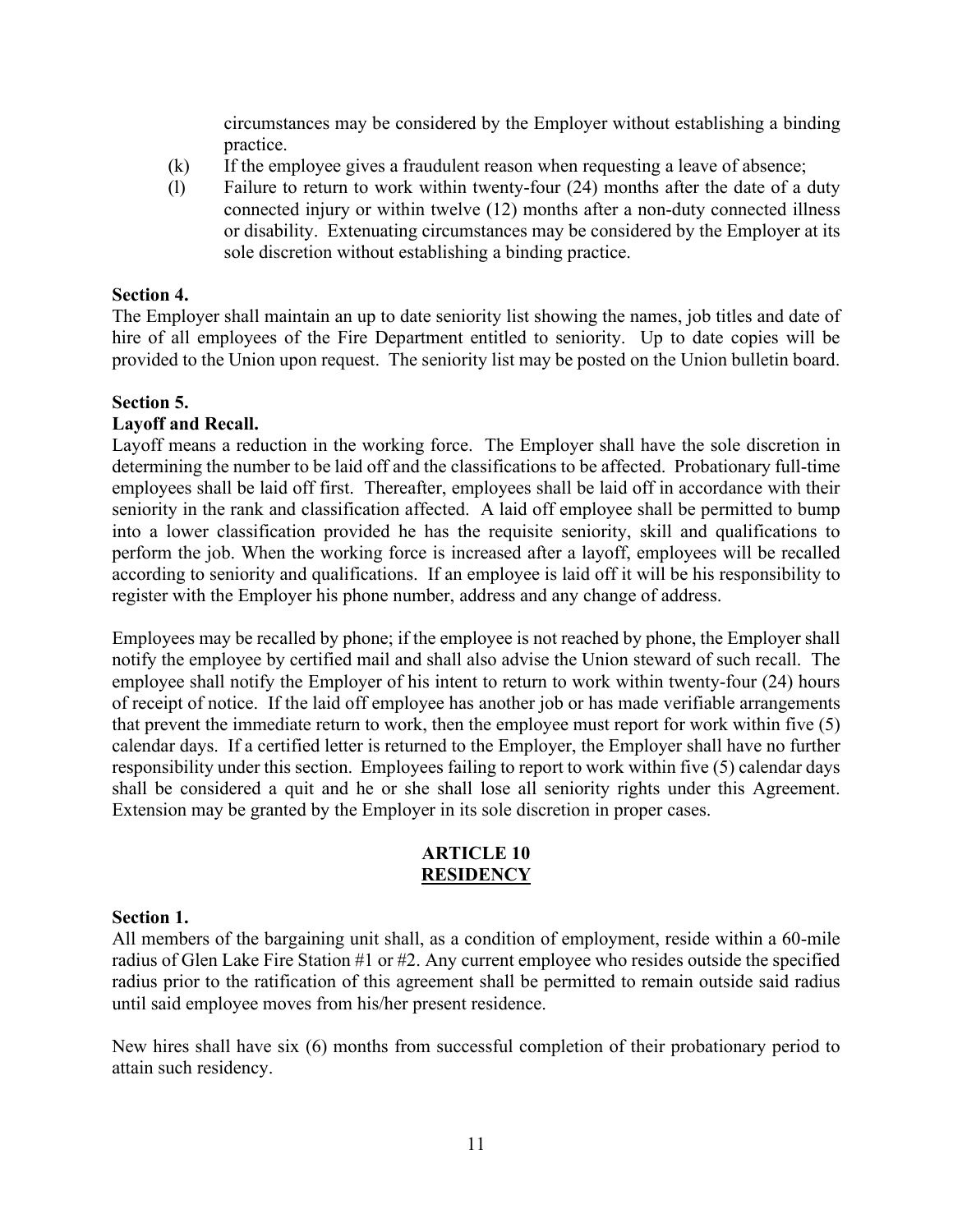circumstances may be considered by the Employer without establishing a binding practice.

(k) If the employee gives a fraudulent reason when requesting a leave of absence;

(l) Failure to return to work within twenty-four (24) months after the date of a duty connected injury or within twelve (12) months after a non-duty connected illness or disability. Extenuating circumstances may be considered by the Employer at its sole discretion without establishing a binding practice.

**Section 4.**

The Employer shall maintain an up to date seniority list showing the names, job titles and date of hire of all employees of the Fire Department entitled to seniority. Up to date copies will be provided to the Union upon request. The seniority list may be posted on the Union bulletin board.

**Section 5.**

**Layoff and Recall.**

Layoff means a reduction in the working force. The Employer shall have the sole discretion in determining the number to be laid off and the classifications to be affected. Probationary full-time employees shall be laid off first. Thereafter, employees shall be laid off in accordance with their seniority in the rank and classification affected. A laid off employee shall be permitted to bump into a lower classification provided he has the requisite seniority, skill and qualifications to perform the job. When the working force is increased after a layoff, employees will be recalled according to seniority and qualifications. If an employee is laid off it will be his responsibility to register with the Employer his phone number, address and any change of address.

Employees may be recalled by phone; if the employee is not reached by phone, the Employer shall notify the employee by certified mail and shall also advise the Union steward of such recall. The employee shall notify the Employer of his intent to return to work within twenty-four (24) hours of receipt of notice. If the laid off employee has another job or has made verifiable arrangements that prevent the immediate return to work, then the employee must report for work within five (5) calendar days. If a certified letter is returned to the Employer, the Employer shall have no further responsibility under this section. Employees failing to report to work within five (5) calendar days shall be considered a quit and he or she shall lose all seniority rights under this Agreement. Extension may be granted by the Employer in its sole discretion in proper cases.

## ARTICLE 10
## RESIDENCY

**Section 1.**

All members of the bargaining unit shall, as a condition of employment, reside within a 60-mile radius of Glen Lake Fire Station #1 or #2. Any current employee who resides outside the specified radius prior to the ratification of this agreement shall be permitted to remain outside said radius until said employee moves from his/her present residence.

New hires shall have six (6) months from successful completion of their probationary period to attain such residency.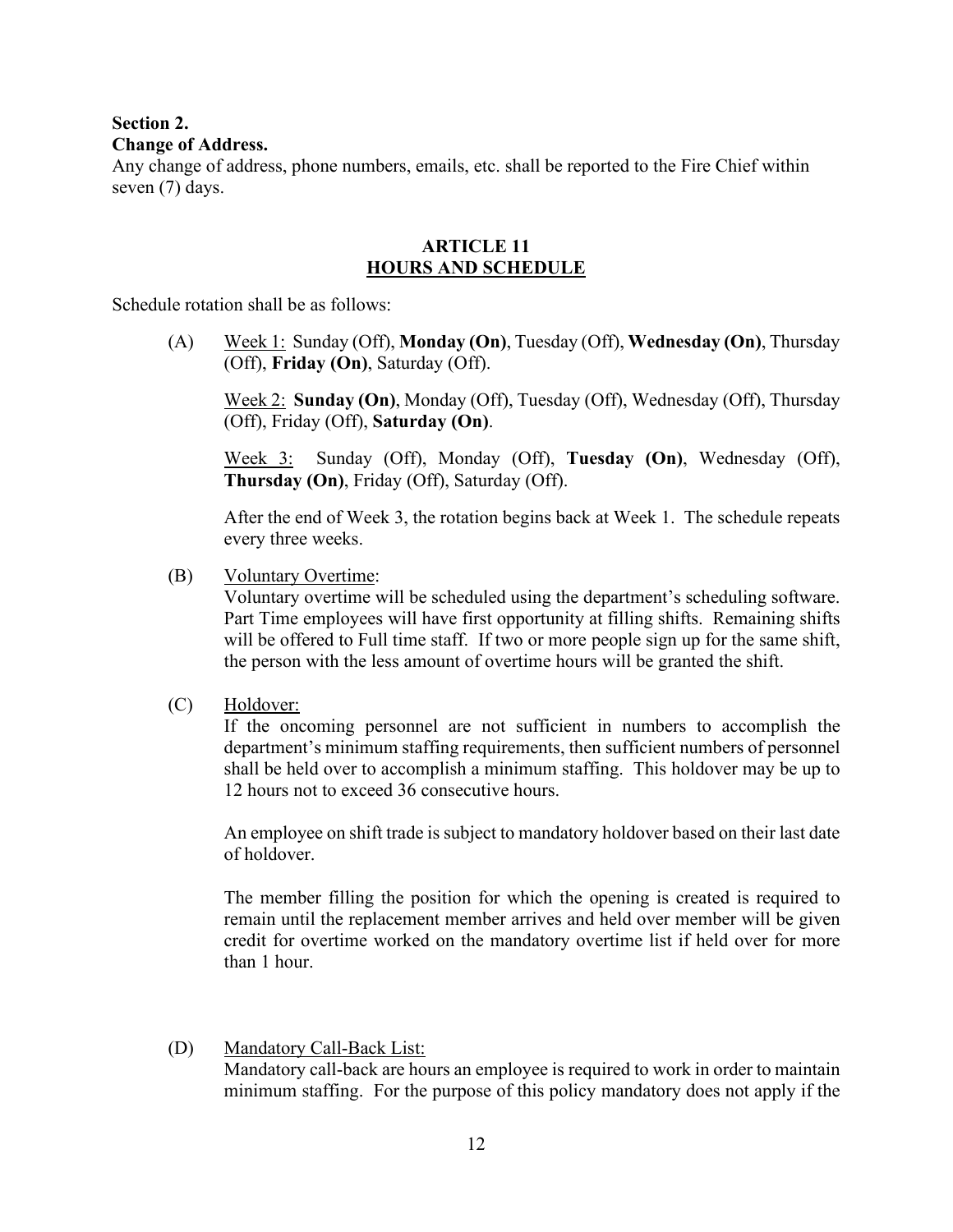**Section 2.**
**Change of Address.**
Any change of address, phone numbers, emails, etc. shall be reported to the Fire Chief within seven (7) days.

## ARTICLE 11
## HOURS AND SCHEDULE

Schedule rotation shall be as follows:

(A) Week 1: Sunday (Off), **Monday (On)**, Tuesday (Off), **Wednesday (On)**, Thursday (Off), **Friday (On)**, Saturday (Off).

Week 2: **Sunday (On)**, Monday (Off), Tuesday (Off), Wednesday (Off), Thursday (Off), Friday (Off), **Saturday (On)**.

Week 3: Sunday (Off), Monday (Off), **Tuesday (On)**, Wednesday (Off), **Thursday (On)**, Friday (Off), Saturday (Off).

After the end of Week 3, the rotation begins back at Week 1. The schedule repeats every three weeks.

(B) Voluntary Overtime:
Voluntary overtime will be scheduled using the department's scheduling software. Part Time employees will have first opportunity at filling shifts. Remaining shifts will be offered to Full time staff. If two or more people sign up for the same shift, the person with the less amount of overtime hours will be granted the shift.

(C) Holdover:
If the oncoming personnel are not sufficient in numbers to accomplish the department's minimum staffing requirements, then sufficient numbers of personnel shall be held over to accomplish a minimum staffing. This holdover may be up to 12 hours not to exceed 36 consecutive hours.

An employee on shift trade is subject to mandatory holdover based on their last date of holdover.

The member filling the position for which the opening is created is required to remain until the replacement member arrives and held over member will be given credit for overtime worked on the mandatory overtime list if held over for more than 1 hour.

(D) Mandatory Call-Back List:
Mandatory call-back are hours an employee is required to work in order to maintain minimum staffing. For the purpose of this policy mandatory does not apply if the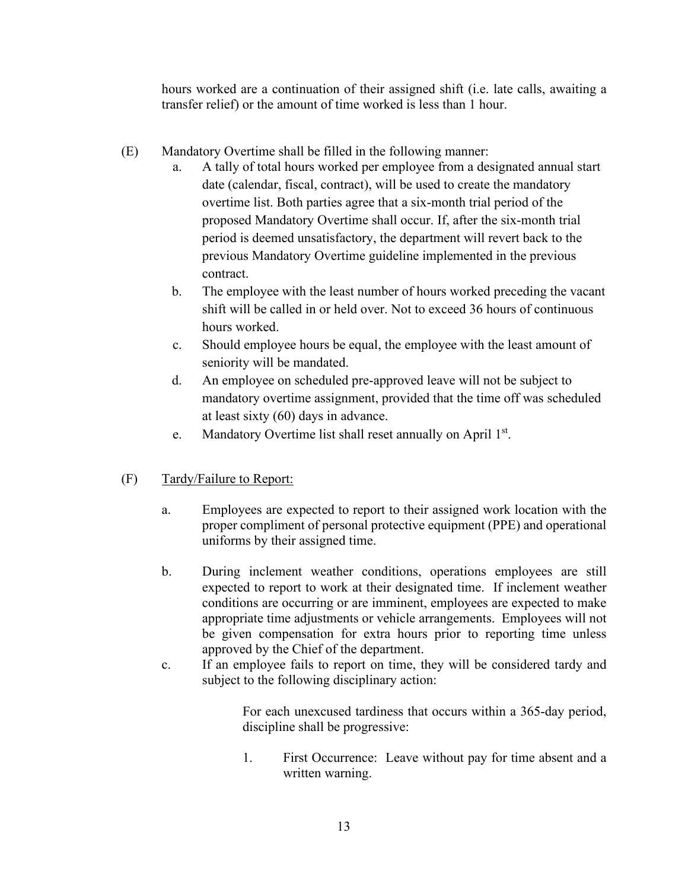hours worked are a continuation of their assigned shift (i.e. late calls, awaiting a transfer relief) or the amount of time worked is less than 1 hour.

(E) Mandatory Overtime shall be filled in the following manner:

a. A tally of total hours worked per employee from a designated annual start date (calendar, fiscal, contract), will be used to create the mandatory overtime list. Both parties agree that a six-month trial period of the proposed Mandatory Overtime shall occur. If, after the six-month trial period is deemed unsatisfactory, the department will revert back to the previous Mandatory Overtime guideline implemented in the previous contract.

b. The employee with the least number of hours worked preceding the vacant shift will be called in or held over. Not to exceed 36 hours of continuous hours worked.

c. Should employee hours be equal, the employee with the least amount of seniority will be mandated.

d. An employee on scheduled pre-approved leave will not be subject to mandatory overtime assignment, provided that the time off was scheduled at least sixty (60) days in advance.

e. Mandatory Overtime list shall reset annually on April 1st.

(F) Tardy/Failure to Report:

a. Employees are expected to report to their assigned work location with the proper compliment of personal protective equipment (PPE) and operational uniforms by their assigned time.

b. During inclement weather conditions, operations employees are still expected to report to work at their designated time. If inclement weather conditions are occurring or are imminent, employees are expected to make appropriate time adjustments or vehicle arrangements. Employees will not be given compensation for extra hours prior to reporting time unless approved by the Chief of the department.

c. If an employee fails to report on time, they will be considered tardy and subject to the following disciplinary action:

For each unexcused tardiness that occurs within a 365-day period, discipline shall be progressive:

1. First Occurrence: Leave without pay for time absent and a written warning.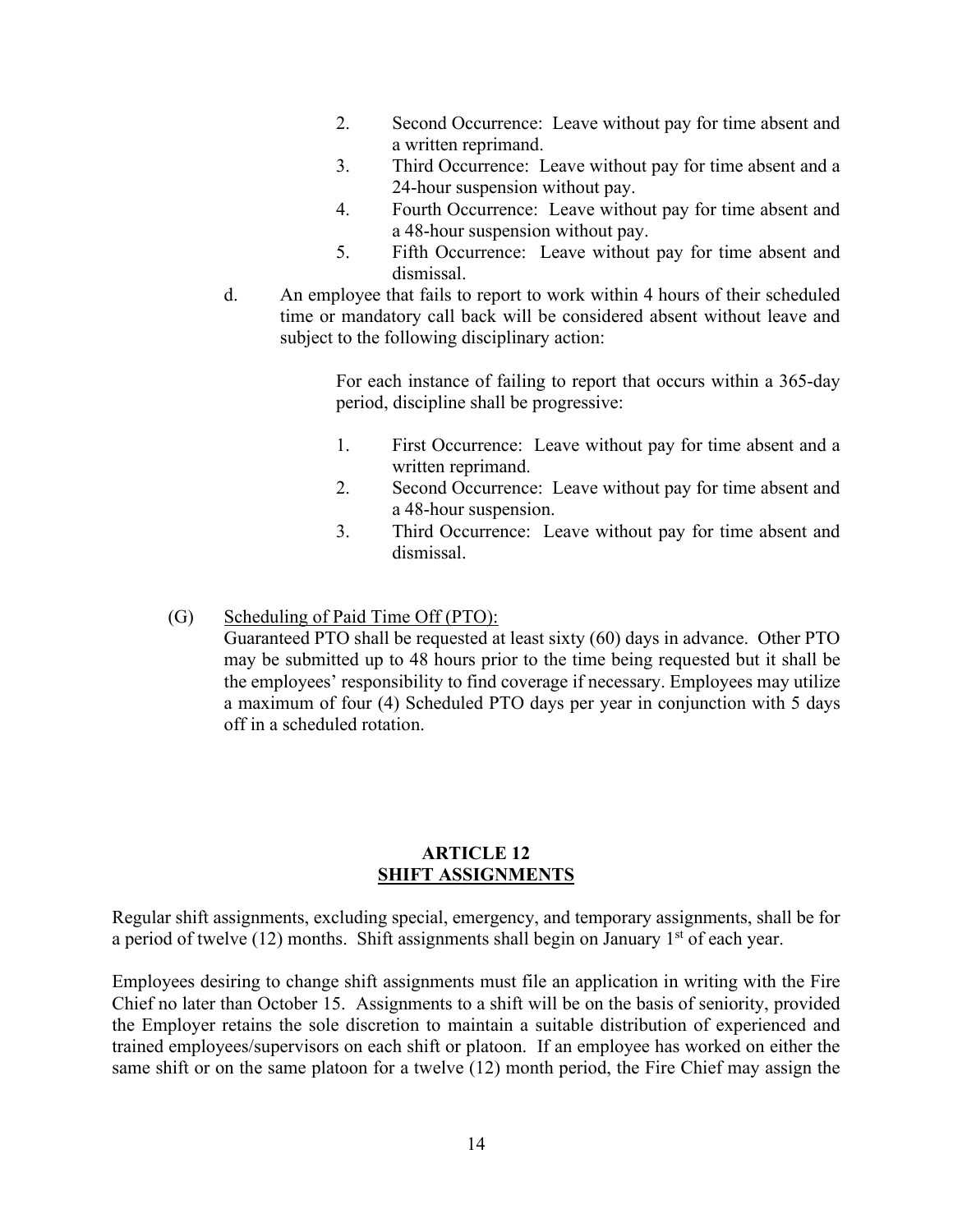2. Second Occurrence: Leave without pay for time absent and a written reprimand.
3. Third Occurrence: Leave without pay for time absent and a 24-hour suspension without pay.
4. Fourth Occurrence: Leave without pay for time absent and a 48-hour suspension without pay.
5. Fifth Occurrence: Leave without pay for time absent and dismissal.

d. An employee that fails to report to work within 4 hours of their scheduled time or mandatory call back will be considered absent without leave and subject to the following disciplinary action:

For each instance of failing to report that occurs within a 365-day period, discipline shall be progressive:

1. First Occurrence: Leave without pay for time absent and a written reprimand.
2. Second Occurrence: Leave without pay for time absent and a 48-hour suspension.
3. Third Occurrence: Leave without pay for time absent and dismissal.

(G) Scheduling of Paid Time Off (PTO):
Guaranteed PTO shall be requested at least sixty (60) days in advance. Other PTO may be submitted up to 48 hours prior to the time being requested but it shall be the employees' responsibility to find coverage if necessary. Employees may utilize a maximum of four (4) Scheduled PTO days per year in conjunction with 5 days off in a scheduled rotation.

## ARTICLE 12
## SHIFT ASSIGNMENTS

Regular shift assignments, excluding special, emergency, and temporary assignments, shall be for a period of twelve (12) months. Shift assignments shall begin on January 1st of each year.

Employees desiring to change shift assignments must file an application in writing with the Fire Chief no later than October 15. Assignments to a shift will be on the basis of seniority, provided the Employer retains the sole discretion to maintain a suitable distribution of experienced and trained employees/supervisors on each shift or platoon. If an employee has worked on either the same shift or on the same platoon for a twelve (12) month period, the Fire Chief may assign the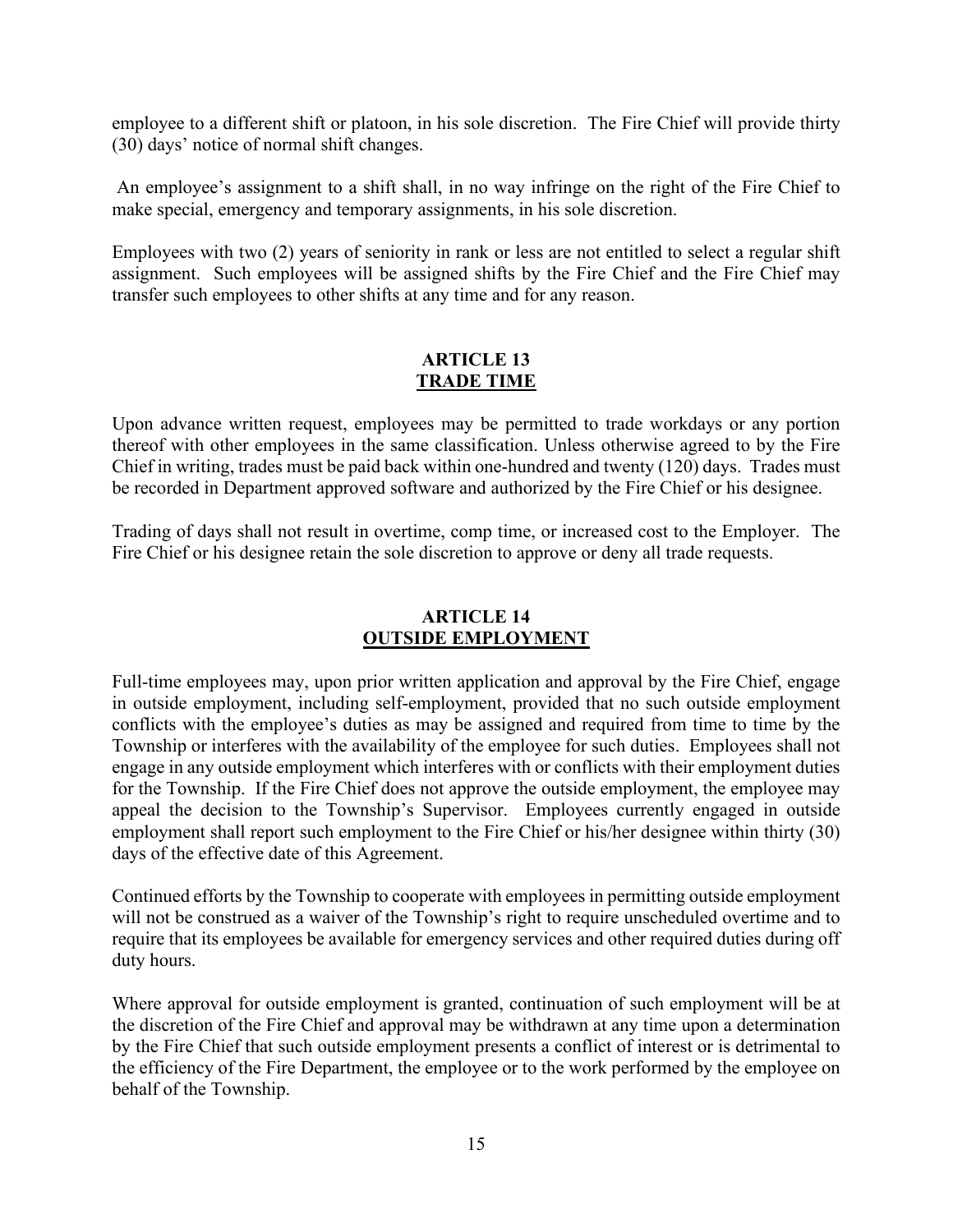employee to a different shift or platoon, in his sole discretion. The Fire Chief will provide thirty (30) days' notice of normal shift changes.

An employee's assignment to a shift shall, in no way infringe on the right of the Fire Chief to make special, emergency and temporary assignments, in his sole discretion.

Employees with two (2) years of seniority in rank or less are not entitled to select a regular shift assignment. Such employees will be assigned shifts by the Fire Chief and the Fire Chief may transfer such employees to other shifts at any time and for any reason.

## ARTICLE 13
## TRADE TIME

Upon advance written request, employees may be permitted to trade workdays or any portion thereof with other employees in the same classification. Unless otherwise agreed to by the Fire Chief in writing, trades must be paid back within one-hundred and twenty (120) days. Trades must be recorded in Department approved software and authorized by the Fire Chief or his designee.

Trading of days shall not result in overtime, comp time, or increased cost to the Employer. The Fire Chief or his designee retain the sole discretion to approve or deny all trade requests.

## ARTICLE 14
## OUTSIDE EMPLOYMENT

Full-time employees may, upon prior written application and approval by the Fire Chief, engage in outside employment, including self-employment, provided that no such outside employment conflicts with the employee's duties as may be assigned and required from time to time by the Township or interferes with the availability of the employee for such duties. Employees shall not engage in any outside employment which interferes with or conflicts with their employment duties for the Township. If the Fire Chief does not approve the outside employment, the employee may appeal the decision to the Township's Supervisor. Employees currently engaged in outside employment shall report such employment to the Fire Chief or his/her designee within thirty (30) days of the effective date of this Agreement.

Continued efforts by the Township to cooperate with employees in permitting outside employment will not be construed as a waiver of the Township's right to require unscheduled overtime and to require that its employees be available for emergency services and other required duties during off duty hours.

Where approval for outside employment is granted, continuation of such employment will be at the discretion of the Fire Chief and approval may be withdrawn at any time upon a determination by the Fire Chief that such outside employment presents a conflict of interest or is detrimental to the efficiency of the Fire Department, the employee or to the work performed by the employee on behalf of the Township.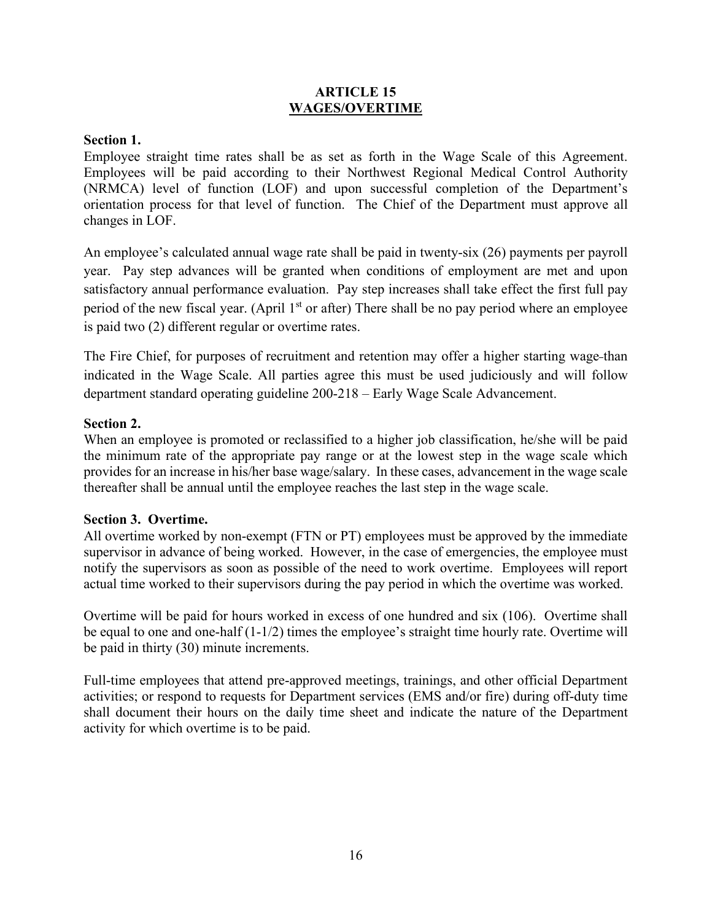# ARTICLE 15
## WAGES/OVERTIME

**Section 1.**
Employee straight time rates shall be as set as forth in the Wage Scale of this Agreement. Employees will be paid according to their Northwest Regional Medical Control Authority (NRMCA) level of function (LOF) and upon successful completion of the Department's orientation process for that level of function. The Chief of the Department must approve all changes in LOF.

An employee's calculated annual wage rate shall be paid in twenty-six (26) payments per payroll year. Pay step advances will be granted when conditions of employment are met and upon satisfactory annual performance evaluation. Pay step increases shall take effect the first full pay period of the new fiscal year. (April 1st or after) There shall be no pay period where an employee is paid two (2) different regular or overtime rates.

The Fire Chief, for purposes of recruitment and retention may offer a higher starting wage than indicated in the Wage Scale. All parties agree this must be used judiciously and will follow department standard operating guideline 200-218 – Early Wage Scale Advancement.

**Section 2.**
When an employee is promoted or reclassified to a higher job classification, he/she will be paid the minimum rate of the appropriate pay range or at the lowest step in the wage scale which provides for an increase in his/her base wage/salary. In these cases, advancement in the wage scale thereafter shall be annual until the employee reaches the last step in the wage scale.

**Section 3. Overtime.**
All overtime worked by non-exempt (FTN or PT) employees must be approved by the immediate supervisor in advance of being worked. However, in the case of emergencies, the employee must notify the supervisors as soon as possible of the need to work overtime. Employees will report actual time worked to their supervisors during the pay period in which the overtime was worked.

Overtime will be paid for hours worked in excess of one hundred and six (106). Overtime shall be equal to one and one-half (1-1/2) times the employee's straight time hourly rate. Overtime will be paid in thirty (30) minute increments.

Full-time employees that attend pre-approved meetings, trainings, and other official Department activities; or respond to requests for Department services (EMS and/or fire) during off-duty time shall document their hours on the daily time sheet and indicate the nature of the Department activity for which overtime is to be paid.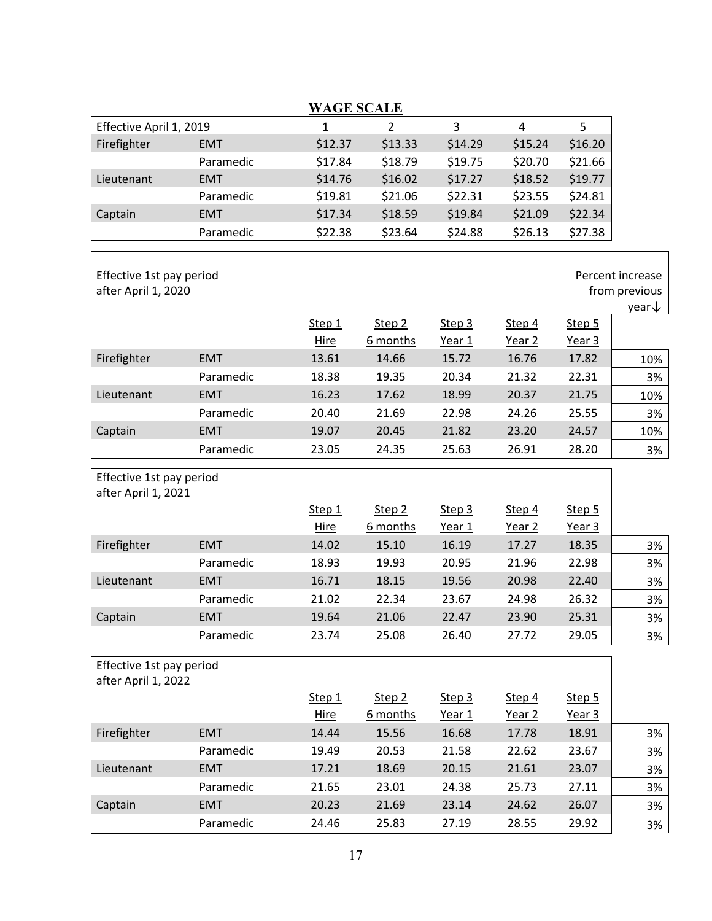## WAGE SCALE

| Effective April 1, 2019 | | 1 | 2 | 3 | 4 | 5 |
|---|---|---|---|---|---|---|
| Firefighter | EMT | $12.37 | $13.33 | $14.29 | $15.24 | $16.20 |
| | Paramedic | $17.84 | $18.79 | $19.75 | $20.70 | $21.66 |
| Lieutenant | EMT | $14.76 | $16.02 | $17.27 | $18.52 | $19.77 |
| | Paramedic | $19.81 | $21.06 | $22.31 | $23.55 | $24.81 |
| Captain | EMT | $17.34 | $18.59 | $19.84 | $21.09 | $22.34 |
| | Paramedic | $22.38 | $23.64 | $24.88 | $26.13 | $27.38 |

| Effective 1st pay period after April 1, 2020 | | Step 1 Hire | Step 2 6 months | Step 3 Year 1 | Step 4 Year 2 | Step 5 Year 3 | Percent increase from previous year↓ |
|---|---|---|---|---|---|---|---|
| Firefighter | EMT | 13.61 | 14.66 | 15.72 | 16.76 | 17.82 | 10% |
| | Paramedic | 18.38 | 19.35 | 20.34 | 21.32 | 22.31 | 3% |
| Lieutenant | EMT | 16.23 | 17.62 | 18.99 | 20.37 | 21.75 | 10% |
| | Paramedic | 20.40 | 21.69 | 22.98 | 24.26 | 25.55 | 3% |
| Captain | EMT | 19.07 | 20.45 | 21.82 | 23.20 | 24.57 | 10% |
| | Paramedic | 23.05 | 24.35 | 25.63 | 26.91 | 28.20 | 3% |

| Effective 1st pay period after April 1, 2021 | | Step 1 Hire | Step 2 6 months | Step 3 Year 1 | Step 4 Year 2 | Step 5 Year 3 | |
|---|---|---|---|---|---|---|---|
| Firefighter | EMT | 14.02 | 15.10 | 16.19 | 17.27 | 18.35 | 3% |
| | Paramedic | 18.93 | 19.93 | 20.95 | 21.96 | 22.98 | 3% |
| Lieutenant | EMT | 16.71 | 18.15 | 19.56 | 20.98 | 22.40 | 3% |
| | Paramedic | 21.02 | 22.34 | 23.67 | 24.98 | 26.32 | 3% |
| Captain | EMT | 19.64 | 21.06 | 22.47 | 23.90 | 25.31 | 3% |
| | Paramedic | 23.74 | 25.08 | 26.40 | 27.72 | 29.05 | 3% |

| Effective 1st pay period after April 1, 2022 | | Step 1 Hire | Step 2 6 months | Step 3 Year 1 | Step 4 Year 2 | Step 5 Year 3 | |
|---|---|---|---|---|---|---|---|
| Firefighter | EMT | 14.44 | 15.56 | 16.68 | 17.78 | 18.91 | 3% |
| | Paramedic | 19.49 | 20.53 | 21.58 | 22.62 | 23.67 | 3% |
| Lieutenant | EMT | 17.21 | 18.69 | 20.15 | 21.61 | 23.07 | 3% |
| | Paramedic | 21.65 | 23.01 | 24.38 | 25.73 | 27.11 | 3% |
| Captain | EMT | 20.23 | 21.69 | 23.14 | 24.62 | 26.07 | 3% |
| | Paramedic | 24.46 | 25.83 | 27.19 | 28.55 | 29.92 | 3% |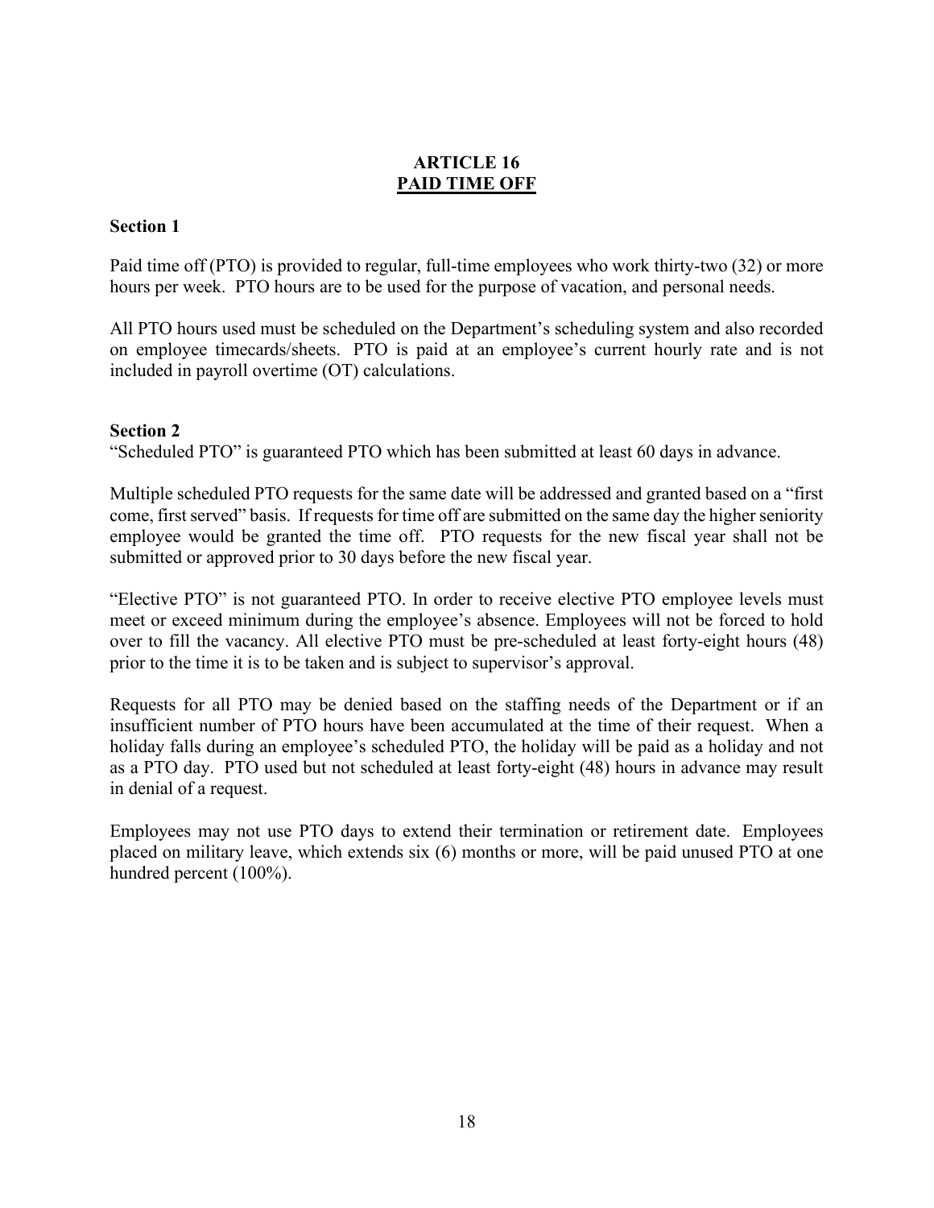# ARTICLE 16
## PAID TIME OFF

### Section 1

Paid time off (PTO) is provided to regular, full-time employees who work thirty-two (32) or more hours per week. PTO hours are to be used for the purpose of vacation, and personal needs.

All PTO hours used must be scheduled on the Department's scheduling system and also recorded on employee timecards/sheets. PTO is paid at an employee's current hourly rate and is not included in payroll overtime (OT) calculations.

### Section 2

"Scheduled PTO" is guaranteed PTO which has been submitted at least 60 days in advance.

Multiple scheduled PTO requests for the same date will be addressed and granted based on a "first come, first served" basis. If requests for time off are submitted on the same day the higher seniority employee would be granted the time off. PTO requests for the new fiscal year shall not be submitted or approved prior to 30 days before the new fiscal year.

"Elective PTO" is not guaranteed PTO. In order to receive elective PTO employee levels must meet or exceed minimum during the employee's absence. Employees will not be forced to hold over to fill the vacancy. All elective PTO must be pre-scheduled at least forty-eight hours (48) prior to the time it is to be taken and is subject to supervisor's approval.

Requests for all PTO may be denied based on the staffing needs of the Department or if an insufficient number of PTO hours have been accumulated at the time of their request. When a holiday falls during an employee's scheduled PTO, the holiday will be paid as a holiday and not as a PTO day. PTO used but not scheduled at least forty-eight (48) hours in advance may result in denial of a request.

Employees may not use PTO days to extend their termination or retirement date. Employees placed on military leave, which extends six (6) months or more, will be paid unused PTO at one hundred percent (100%).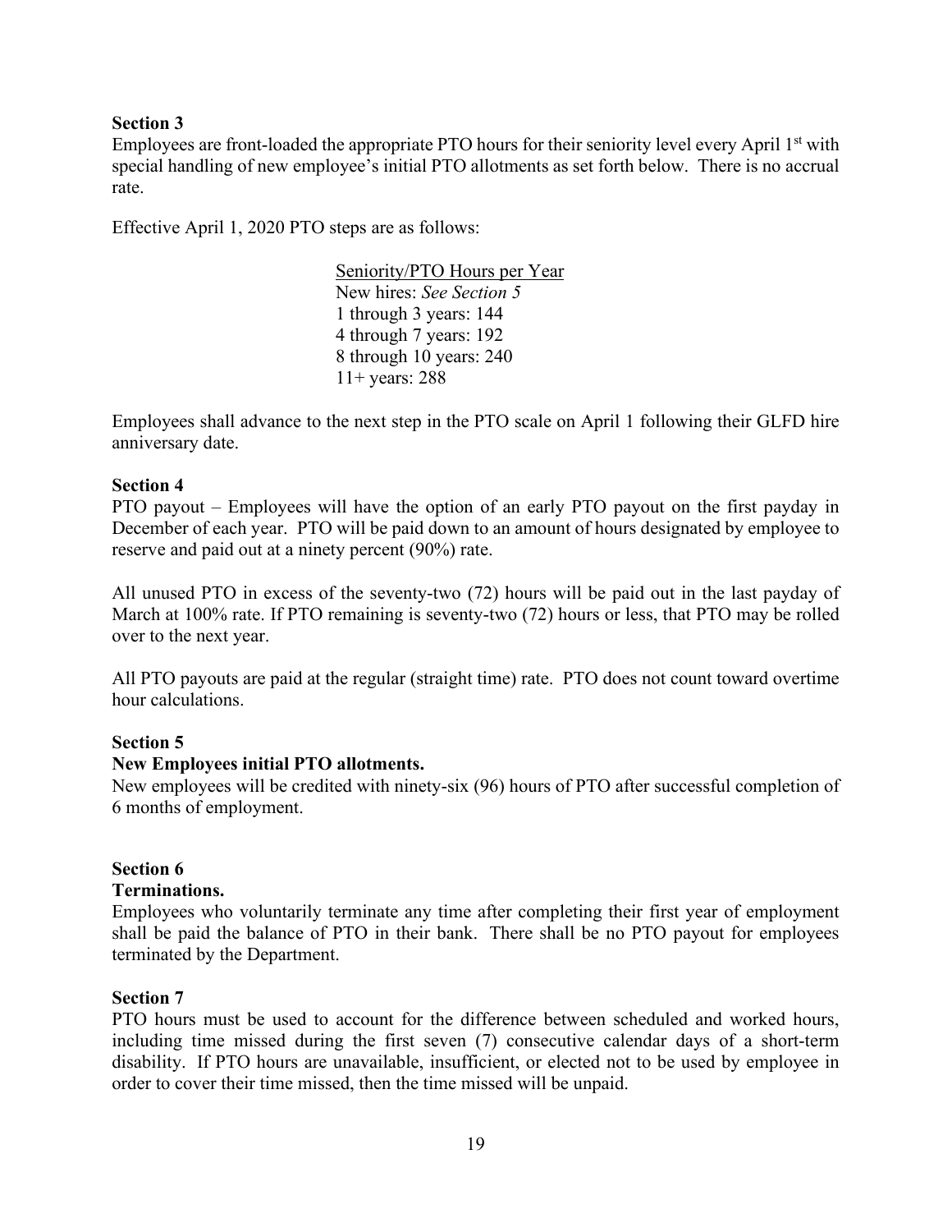**Section 3**

Employees are front-loaded the appropriate PTO hours for their seniority level every April 1st with special handling of new employee's initial PTO allotments as set forth below. There is no accrual rate.

Effective April 1, 2020 PTO steps are as follows:

<u>Seniority/PTO Hours per Year</u>
New hires: *See Section 5*
1 through 3 years: 144
4 through 7 years: 192
8 through 10 years: 240
11+ years: 288

Employees shall advance to the next step in the PTO scale on April 1 following their GLFD hire anniversary date.

**Section 4**

PTO payout – Employees will have the option of an early PTO payout on the first payday in December of each year. PTO will be paid down to an amount of hours designated by employee to reserve and paid out at a ninety percent (90%) rate.

All unused PTO in excess of the seventy-two (72) hours will be paid out in the last payday of March at 100% rate. If PTO remaining is seventy-two (72) hours or less, that PTO may be rolled over to the next year.

All PTO payouts are paid at the regular (straight time) rate. PTO does not count toward overtime hour calculations.

**Section 5**

**New Employees initial PTO allotments.**

New employees will be credited with ninety-six (96) hours of PTO after successful completion of 6 months of employment.

**Section 6**

**Terminations.**

Employees who voluntarily terminate any time after completing their first year of employment shall be paid the balance of PTO in their bank. There shall be no PTO payout for employees terminated by the Department.

**Section 7**

PTO hours must be used to account for the difference between scheduled and worked hours, including time missed during the first seven (7) consecutive calendar days of a short-term disability. If PTO hours are unavailable, insufficient, or elected not to be used by employee in order to cover their time missed, then the time missed will be unpaid.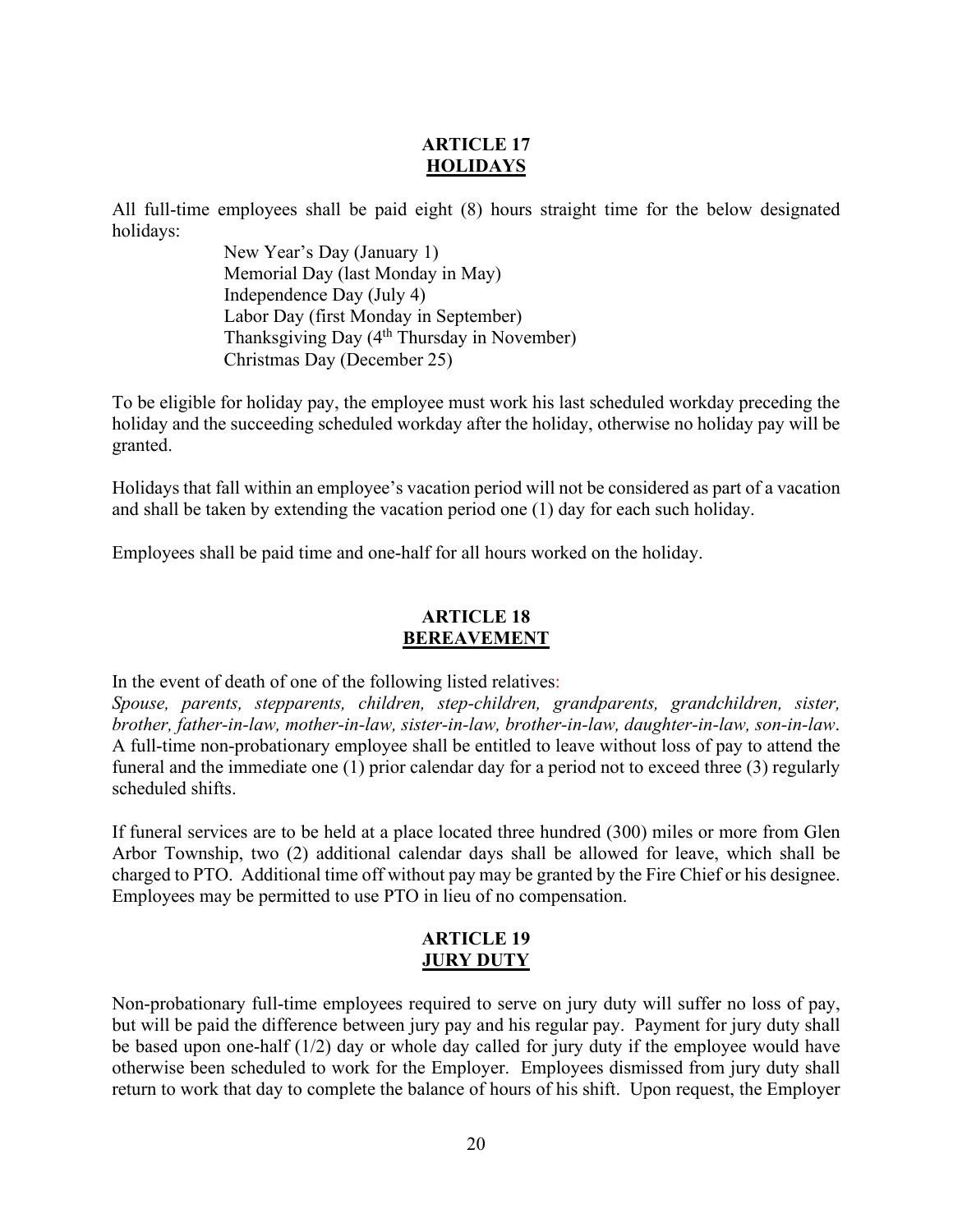## ARTICLE 17
## HOLIDAYS

All full-time employees shall be paid eight (8) hours straight time for the below designated holidays:

New Year's Day (January 1)
Memorial Day (last Monday in May)
Independence Day (July 4)
Labor Day (first Monday in September)
Thanksgiving Day (4th Thursday in November)
Christmas Day (December 25)

To be eligible for holiday pay, the employee must work his last scheduled workday preceding the holiday and the succeeding scheduled workday after the holiday, otherwise no holiday pay will be granted.

Holidays that fall within an employee's vacation period will not be considered as part of a vacation and shall be taken by extending the vacation period one (1) day for each such holiday.

Employees shall be paid time and one-half for all hours worked on the holiday.

## ARTICLE 18
## BEREAVEMENT

In the event of death of one of the following listed relatives:
*Spouse, parents, stepparents, children, step-children, grandparents, grandchildren, sister, brother, father-in-law, mother-in-law, sister-in-law, brother-in-law, daughter-in-law, son-in-law*. A full-time non-probationary employee shall be entitled to leave without loss of pay to attend the funeral and the immediate one (1) prior calendar day for a period not to exceed three (3) regularly scheduled shifts.

If funeral services are to be held at a place located three hundred (300) miles or more from Glen Arbor Township, two (2) additional calendar days shall be allowed for leave, which shall be charged to PTO. Additional time off without pay may be granted by the Fire Chief or his designee. Employees may be permitted to use PTO in lieu of no compensation.

## ARTICLE 19
## JURY DUTY

Non-probationary full-time employees required to serve on jury duty will suffer no loss of pay, but will be paid the difference between jury pay and his regular pay. Payment for jury duty shall be based upon one-half (1/2) day or whole day called for jury duty if the employee would have otherwise been scheduled to work for the Employer. Employees dismissed from jury duty shall return to work that day to complete the balance of hours of his shift. Upon request, the Employer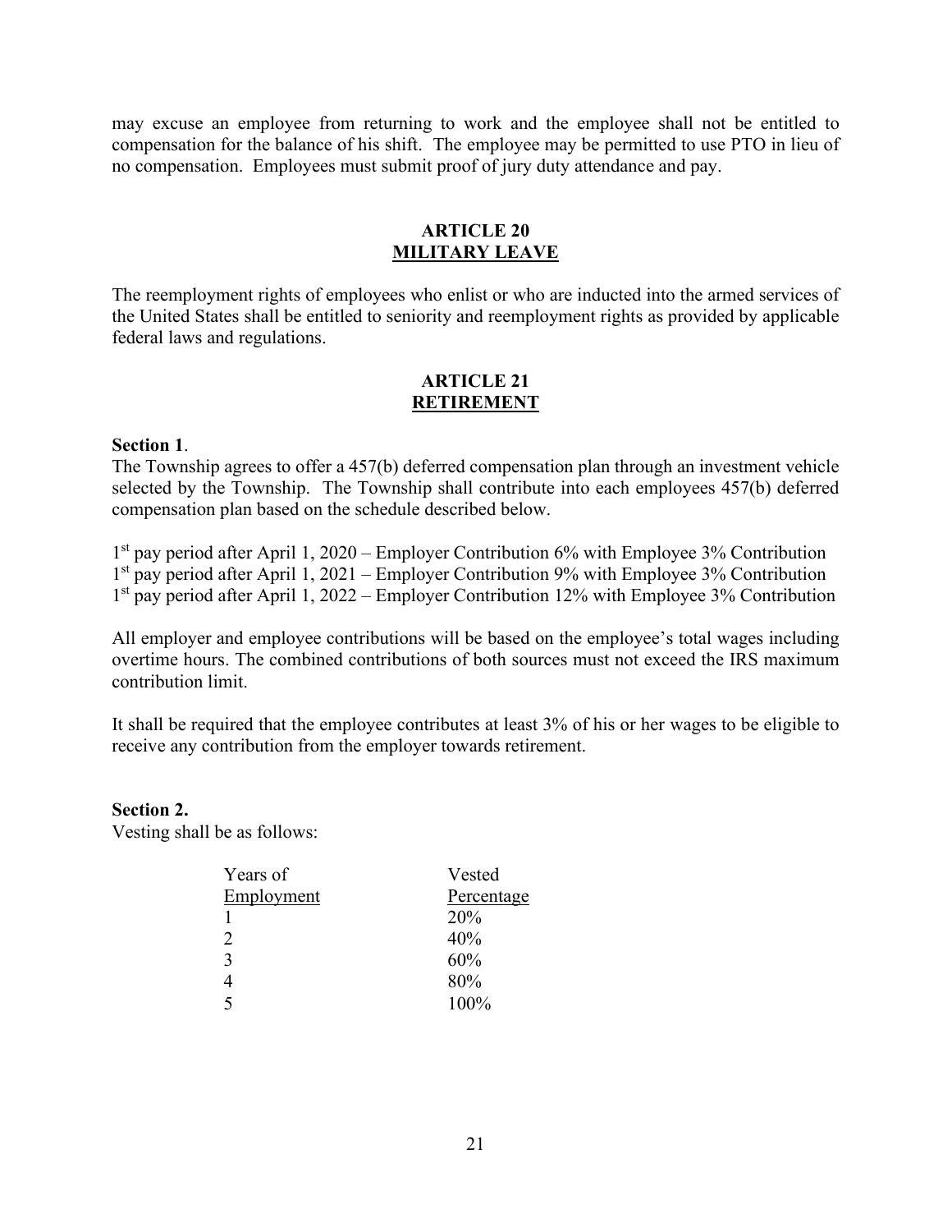may excuse an employee from returning to work and the employee shall not be entitled to compensation for the balance of his shift. The employee may be permitted to use PTO in lieu of no compensation. Employees must submit proof of jury duty attendance and pay.

## ARTICLE 20
## MILITARY LEAVE

The reemployment rights of employees who enlist or who are inducted into the armed services of the United States shall be entitled to seniority and reemployment rights as provided by applicable federal laws and regulations.

## ARTICLE 21
## RETIREMENT

**Section 1**.
The Township agrees to offer a 457(b) deferred compensation plan through an investment vehicle selected by the Township. The Township shall contribute into each employees 457(b) deferred compensation plan based on the schedule described below.

1st pay period after April 1, 2020 – Employer Contribution 6% with Employee 3% Contribution
1st pay period after April 1, 2021 – Employer Contribution 9% with Employee 3% Contribution
1st pay period after April 1, 2022 – Employer Contribution 12% with Employee 3% Contribution

All employer and employee contributions will be based on the employee's total wages including overtime hours. The combined contributions of both sources must not exceed the IRS maximum contribution limit.

It shall be required that the employee contributes at least 3% of his or her wages to be eligible to receive any contribution from the employer towards retirement.

**Section 2.**
Vesting shall be as follows:

| Years of Employment | Vested Percentage |
|---|---|
| 1 | 20% |
| 2 | 40% |
| 3 | 60% |
| 4 | 80% |
| 5 | 100% |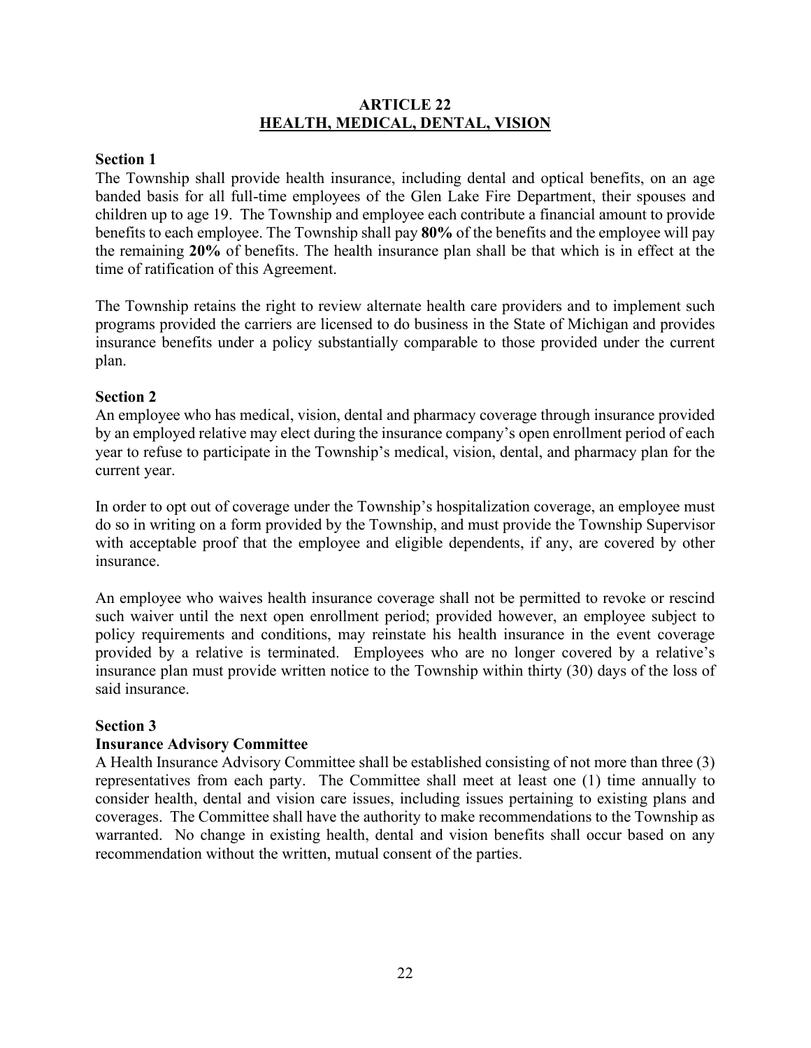## ARTICLE 22
## HEALTH, MEDICAL, DENTAL, VISION

**Section 1**
The Township shall provide health insurance, including dental and optical benefits, on an age banded basis for all full-time employees of the Glen Lake Fire Department, their spouses and children up to age 19. The Township and employee each contribute a financial amount to provide benefits to each employee. The Township shall pay **80%** of the benefits and the employee will pay the remaining **20%** of benefits. The health insurance plan shall be that which is in effect at the time of ratification of this Agreement.

The Township retains the right to review alternate health care providers and to implement such programs provided the carriers are licensed to do business in the State of Michigan and provides insurance benefits under a policy substantially comparable to those provided under the current plan.

**Section 2**
An employee who has medical, vision, dental and pharmacy coverage through insurance provided by an employed relative may elect during the insurance company's open enrollment period of each year to refuse to participate in the Township's medical, vision, dental, and pharmacy plan for the current year.

In order to opt out of coverage under the Township's hospitalization coverage, an employee must do so in writing on a form provided by the Township, and must provide the Township Supervisor with acceptable proof that the employee and eligible dependents, if any, are covered by other insurance.

An employee who waives health insurance coverage shall not be permitted to revoke or rescind such waiver until the next open enrollment period; provided however, an employee subject to policy requirements and conditions, may reinstate his health insurance in the event coverage provided by a relative is terminated. Employees who are no longer covered by a relative's insurance plan must provide written notice to the Township within thirty (30) days of the loss of said insurance.

**Section 3**
**Insurance Advisory Committee**
A Health Insurance Advisory Committee shall be established consisting of not more than three (3) representatives from each party. The Committee shall meet at least one (1) time annually to consider health, dental and vision care issues, including issues pertaining to existing plans and coverages. The Committee shall have the authority to make recommendations to the Township as warranted. No change in existing health, dental and vision benefits shall occur based on any recommendation without the written, mutual consent of the parties.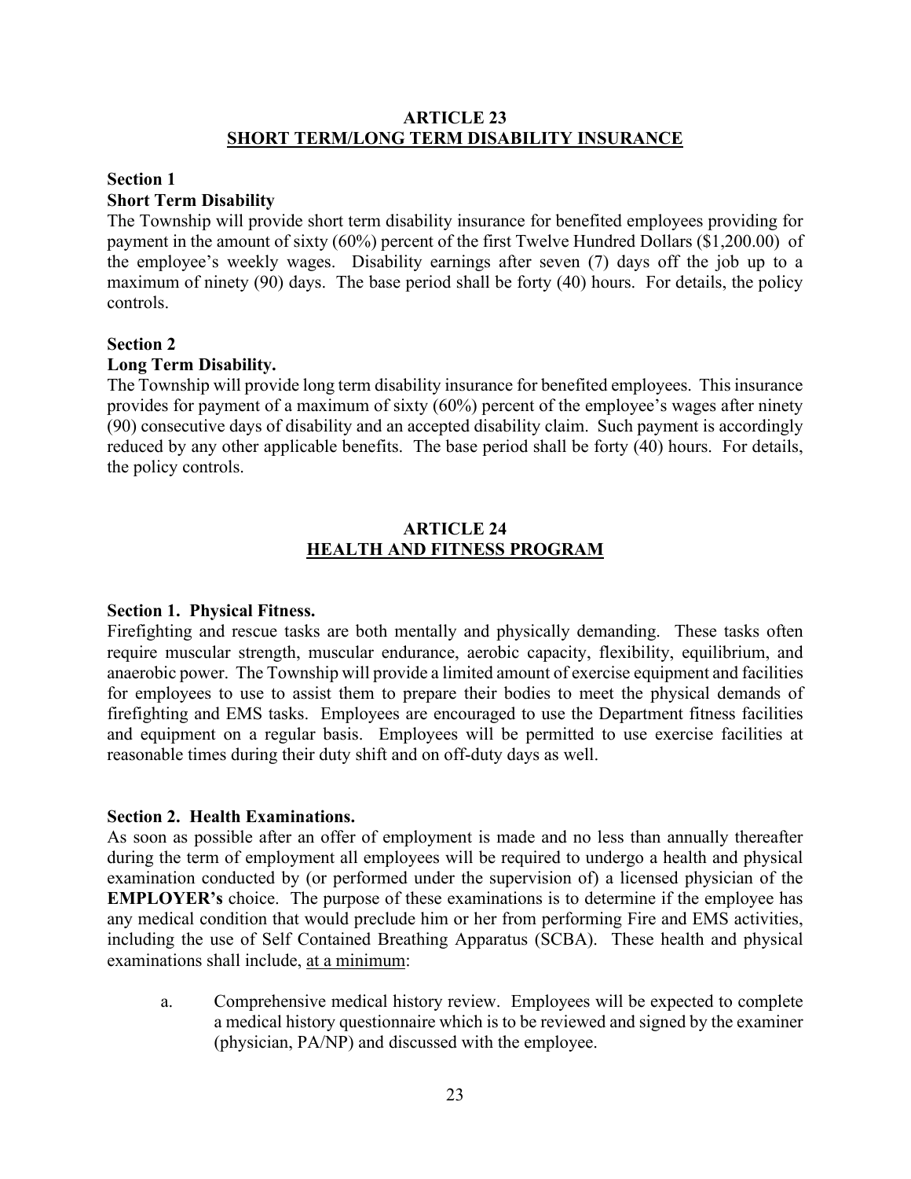## ARTICLE 23
## SHORT TERM/LONG TERM DISABILITY INSURANCE

**Section 1**
**Short Term Disability**

The Township will provide short term disability insurance for benefited employees providing for payment in the amount of sixty (60%) percent of the first Twelve Hundred Dollars ($1,200.00) of the employee's weekly wages. Disability earnings after seven (7) days off the job up to a maximum of ninety (90) days. The base period shall be forty (40) hours. For details, the policy controls.

**Section 2**
**Long Term Disability.**

The Township will provide long term disability insurance for benefited employees. This insurance provides for payment of a maximum of sixty (60%) percent of the employee's wages after ninety (90) consecutive days of disability and an accepted disability claim. Such payment is accordingly reduced by any other applicable benefits. The base period shall be forty (40) hours. For details, the policy controls.

## ARTICLE 24
## HEALTH AND FITNESS PROGRAM

**Section 1. Physical Fitness.**

Firefighting and rescue tasks are both mentally and physically demanding. These tasks often require muscular strength, muscular endurance, aerobic capacity, flexibility, equilibrium, and anaerobic power. The Township will provide a limited amount of exercise equipment and facilities for employees to use to assist them to prepare their bodies to meet the physical demands of firefighting and EMS tasks. Employees are encouraged to use the Department fitness facilities and equipment on a regular basis. Employees will be permitted to use exercise facilities at reasonable times during their duty shift and on off-duty days as well.

**Section 2. Health Examinations.**

As soon as possible after an offer of employment is made and no less than annually thereafter during the term of employment all employees will be required to undergo a health and physical examination conducted by (or performed under the supervision of) a licensed physician of the **EMPLOYER's** choice. The purpose of these examinations is to determine if the employee has any medical condition that would preclude him or her from performing Fire and EMS activities, including the use of Self Contained Breathing Apparatus (SCBA). These health and physical examinations shall include, at a minimum:

a. Comprehensive medical history review. Employees will be expected to complete a medical history questionnaire which is to be reviewed and signed by the examiner (physician, PA/NP) and discussed with the employee.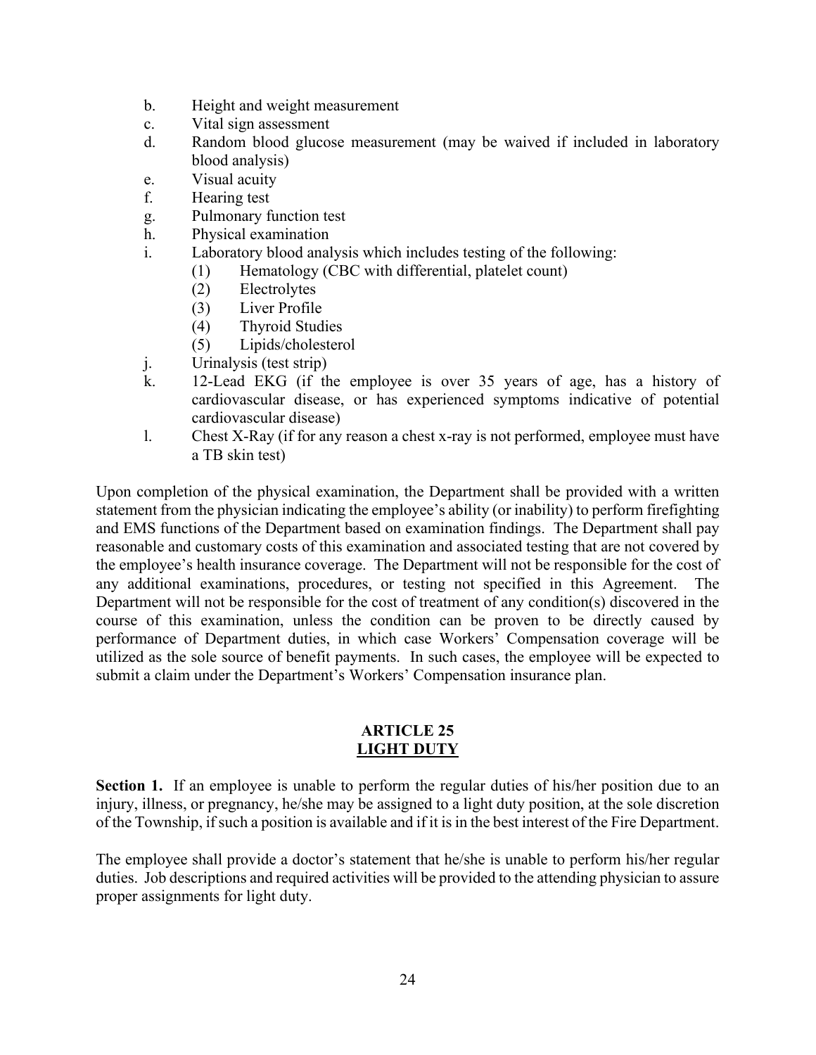b. Height and weight measurement
c. Vital sign assessment
d. Random blood glucose measurement (may be waived if included in laboratory blood analysis)
e. Visual acuity
f. Hearing test
g. Pulmonary function test
h. Physical examination
i. Laboratory blood analysis which includes testing of the following:
    (1) Hematology (CBC with differential, platelet count)
    (2) Electrolytes
    (3) Liver Profile
    (4) Thyroid Studies
    (5) Lipids/cholesterol
j. Urinalysis (test strip)
k. 12-Lead EKG (if the employee is over 35 years of age, has a history of cardiovascular disease, or has experienced symptoms indicative of potential cardiovascular disease)
l. Chest X-Ray (if for any reason a chest x-ray is not performed, employee must have a TB skin test)

Upon completion of the physical examination, the Department shall be provided with a written statement from the physician indicating the employee's ability (or inability) to perform firefighting and EMS functions of the Department based on examination findings. The Department shall pay reasonable and customary costs of this examination and associated testing that are not covered by the employee's health insurance coverage. The Department will not be responsible for the cost of any additional examinations, procedures, or testing not specified in this Agreement. The Department will not be responsible for the cost of treatment of any condition(s) discovered in the course of this examination, unless the condition can be proven to be directly caused by performance of Department duties, in which case Workers' Compensation coverage will be utilized as the sole source of benefit payments. In such cases, the employee will be expected to submit a claim under the Department's Workers' Compensation insurance plan.

## ARTICLE 25
## LIGHT DUTY

**Section 1.** If an employee is unable to perform the regular duties of his/her position due to an injury, illness, or pregnancy, he/she may be assigned to a light duty position, at the sole discretion of the Township, if such a position is available and if it is in the best interest of the Fire Department.

The employee shall provide a doctor's statement that he/she is unable to perform his/her regular duties. Job descriptions and required activities will be provided to the attending physician to assure proper assignments for light duty.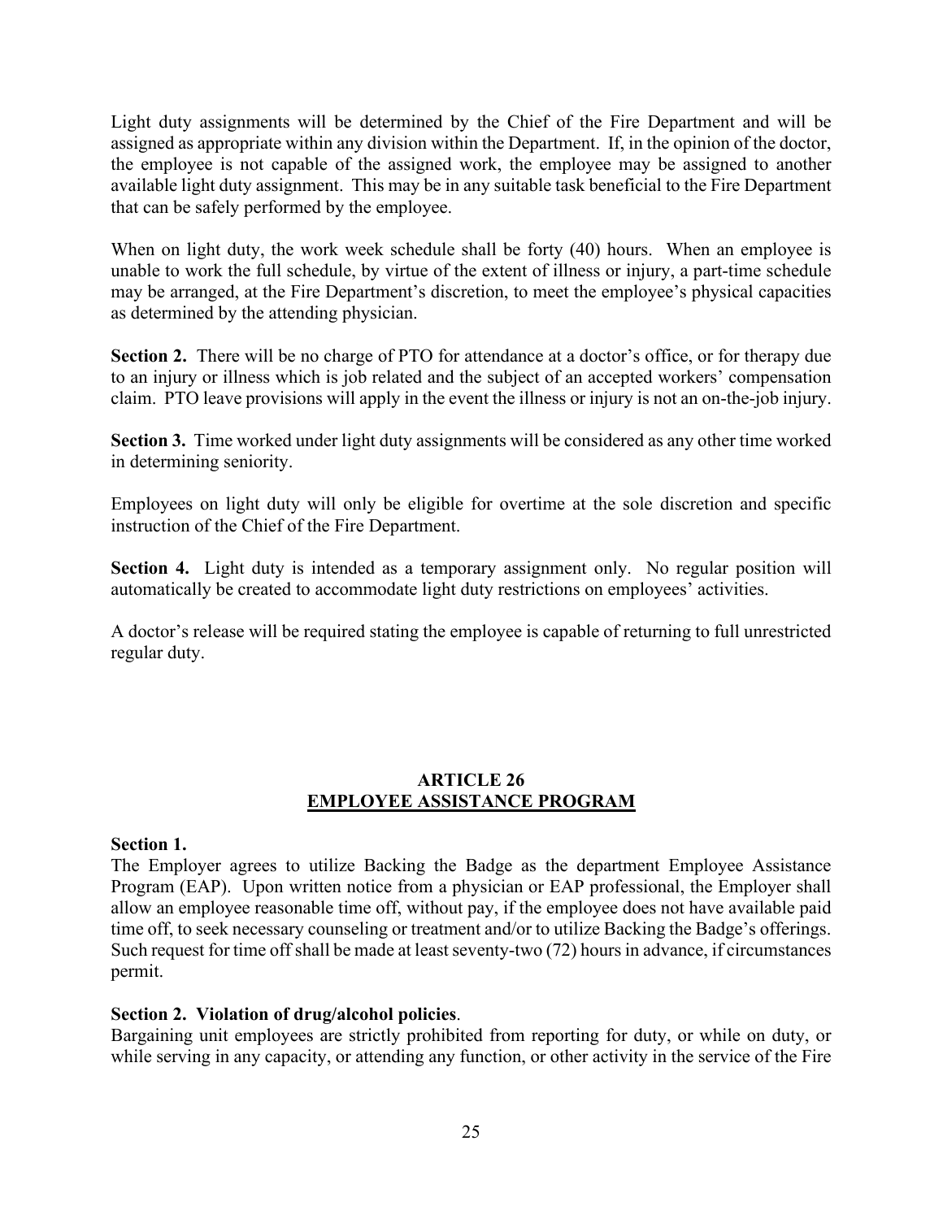Light duty assignments will be determined by the Chief of the Fire Department and will be assigned as appropriate within any division within the Department. If, in the opinion of the doctor, the employee is not capable of the assigned work, the employee may be assigned to another available light duty assignment. This may be in any suitable task beneficial to the Fire Department that can be safely performed by the employee.

When on light duty, the work week schedule shall be forty (40) hours. When an employee is unable to work the full schedule, by virtue of the extent of illness or injury, a part-time schedule may be arranged, at the Fire Department's discretion, to meet the employee's physical capacities as determined by the attending physician.

**Section 2.** There will be no charge of PTO for attendance at a doctor's office, or for therapy due to an injury or illness which is job related and the subject of an accepted workers' compensation claim. PTO leave provisions will apply in the event the illness or injury is not an on-the-job injury.

**Section 3.** Time worked under light duty assignments will be considered as any other time worked in determining seniority.

Employees on light duty will only be eligible for overtime at the sole discretion and specific instruction of the Chief of the Fire Department.

**Section 4.** Light duty is intended as a temporary assignment only. No regular position will automatically be created to accommodate light duty restrictions on employees' activities.

A doctor's release will be required stating the employee is capable of returning to full unrestricted regular duty.

## ARTICLE 26
## EMPLOYEE ASSISTANCE PROGRAM

**Section 1.**
The Employer agrees to utilize Backing the Badge as the department Employee Assistance Program (EAP). Upon written notice from a physician or EAP professional, the Employer shall allow an employee reasonable time off, without pay, if the employee does not have available paid time off, to seek necessary counseling or treatment and/or to utilize Backing the Badge's offerings. Such request for time off shall be made at least seventy-two (72) hours in advance, if circumstances permit.

**Section 2. Violation of drug/alcohol policies**.
Bargaining unit employees are strictly prohibited from reporting for duty, or while on duty, or while serving in any capacity, or attending any function, or other activity in the service of the Fire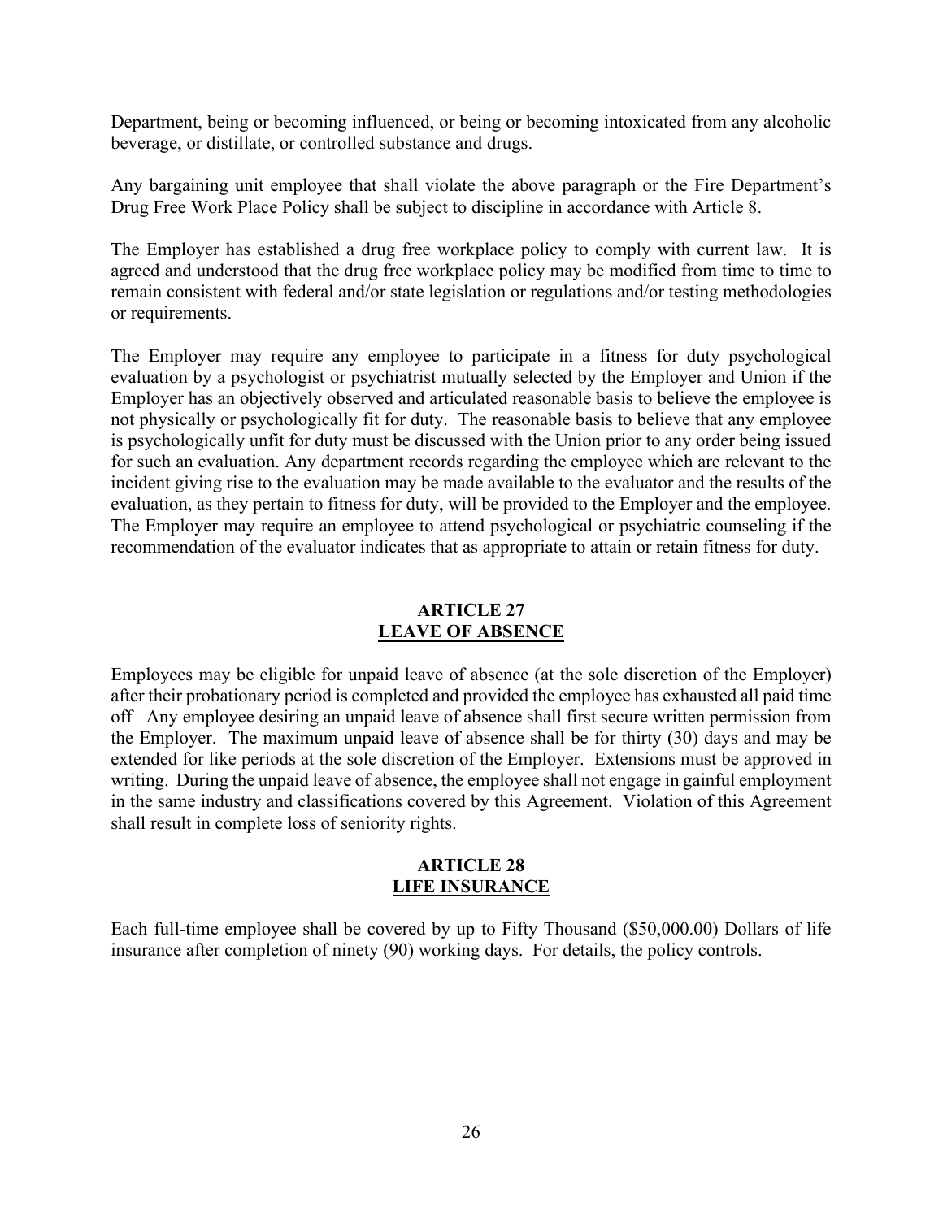Department, being or becoming influenced, or being or becoming intoxicated from any alcoholic beverage, or distillate, or controlled substance and drugs.

Any bargaining unit employee that shall violate the above paragraph or the Fire Department's Drug Free Work Place Policy shall be subject to discipline in accordance with Article 8.

The Employer has established a drug free workplace policy to comply with current law. It is agreed and understood that the drug free workplace policy may be modified from time to time to remain consistent with federal and/or state legislation or regulations and/or testing methodologies or requirements.

The Employer may require any employee to participate in a fitness for duty psychological evaluation by a psychologist or psychiatrist mutually selected by the Employer and Union if the Employer has an objectively observed and articulated reasonable basis to believe the employee is not physically or psychologically fit for duty. The reasonable basis to believe that any employee is psychologically unfit for duty must be discussed with the Union prior to any order being issued for such an evaluation. Any department records regarding the employee which are relevant to the incident giving rise to the evaluation may be made available to the evaluator and the results of the evaluation, as they pertain to fitness for duty, will be provided to the Employer and the employee. The Employer may require an employee to attend psychological or psychiatric counseling if the recommendation of the evaluator indicates that as appropriate to attain or retain fitness for duty.

## ARTICLE 27
## LEAVE OF ABSENCE

Employees may be eligible for unpaid leave of absence (at the sole discretion of the Employer) after their probationary period is completed and provided the employee has exhausted all paid time off Any employee desiring an unpaid leave of absence shall first secure written permission from the Employer. The maximum unpaid leave of absence shall be for thirty (30) days and may be extended for like periods at the sole discretion of the Employer. Extensions must be approved in writing. During the unpaid leave of absence, the employee shall not engage in gainful employment in the same industry and classifications covered by this Agreement. Violation of this Agreement shall result in complete loss of seniority rights.

## ARTICLE 28
## LIFE INSURANCE

Each full-time employee shall be covered by up to Fifty Thousand ($50,000.00) Dollars of life insurance after completion of ninety (90) working days. For details, the policy controls.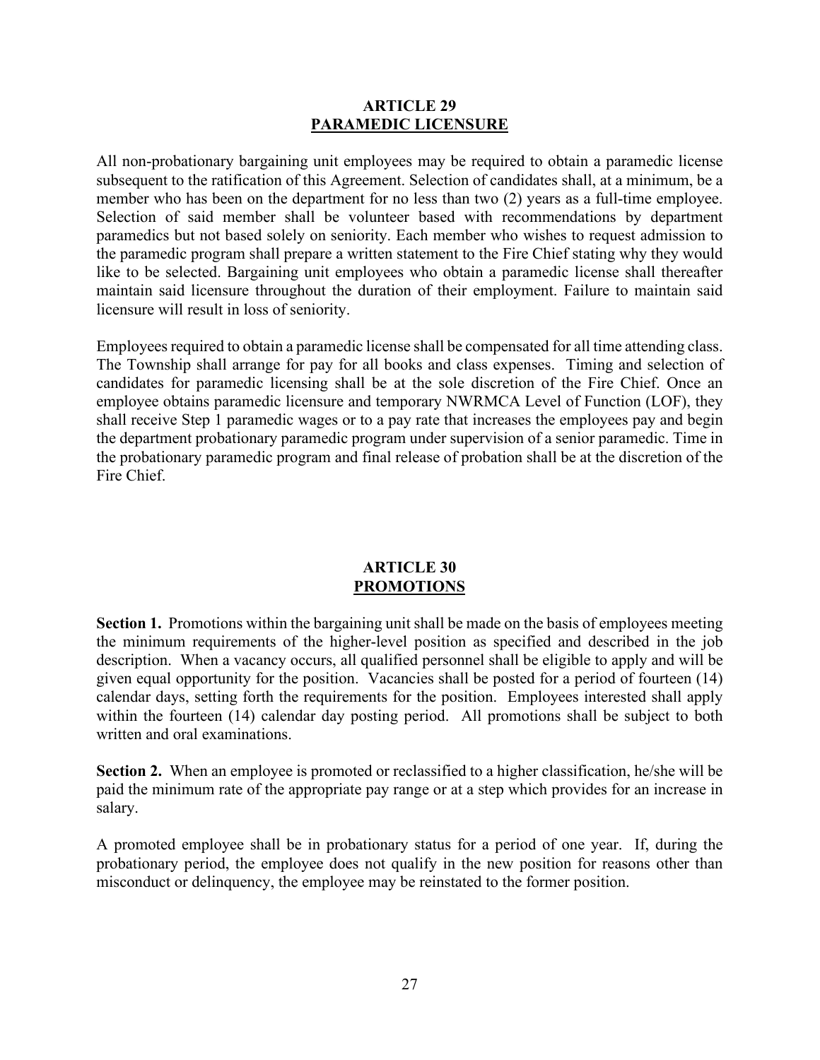## ARTICLE 29
## PARAMEDIC LICENSURE

All non-probationary bargaining unit employees may be required to obtain a paramedic license subsequent to the ratification of this Agreement. Selection of candidates shall, at a minimum, be a member who has been on the department for no less than two (2) years as a full-time employee. Selection of said member shall be volunteer based with recommendations by department paramedics but not based solely on seniority. Each member who wishes to request admission to the paramedic program shall prepare a written statement to the Fire Chief stating why they would like to be selected. Bargaining unit employees who obtain a paramedic license shall thereafter maintain said licensure throughout the duration of their employment. Failure to maintain said licensure will result in loss of seniority.

Employees required to obtain a paramedic license shall be compensated for all time attending class. The Township shall arrange for pay for all books and class expenses. Timing and selection of candidates for paramedic licensing shall be at the sole discretion of the Fire Chief. Once an employee obtains paramedic licensure and temporary NWRMCA Level of Function (LOF), they shall receive Step 1 paramedic wages or to a pay rate that increases the employees pay and begin the department probationary paramedic program under supervision of a senior paramedic. Time in the probationary paramedic program and final release of probation shall be at the discretion of the Fire Chief.

## ARTICLE 30
## PROMOTIONS

**Section 1.** Promotions within the bargaining unit shall be made on the basis of employees meeting the minimum requirements of the higher-level position as specified and described in the job description. When a vacancy occurs, all qualified personnel shall be eligible to apply and will be given equal opportunity for the position. Vacancies shall be posted for a period of fourteen (14) calendar days, setting forth the requirements for the position. Employees interested shall apply within the fourteen (14) calendar day posting period. All promotions shall be subject to both written and oral examinations.

**Section 2.** When an employee is promoted or reclassified to a higher classification, he/she will be paid the minimum rate of the appropriate pay range or at a step which provides for an increase in salary.

A promoted employee shall be in probationary status for a period of one year. If, during the probationary period, the employee does not qualify in the new position for reasons other than misconduct or delinquency, the employee may be reinstated to the former position.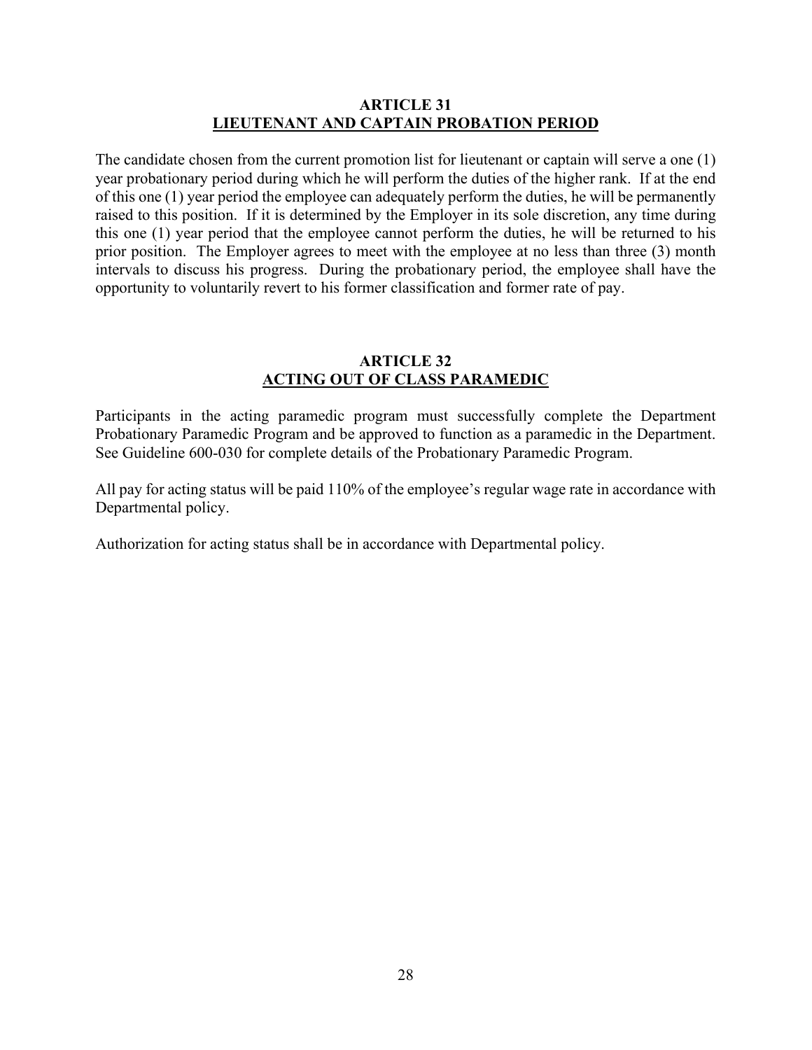## ARTICLE 31
## LIEUTENANT AND CAPTAIN PROBATION PERIOD

The candidate chosen from the current promotion list for lieutenant or captain will serve a one (1) year probationary period during which he will perform the duties of the higher rank. If at the end of this one (1) year period the employee can adequately perform the duties, he will be permanently raised to this position. If it is determined by the Employer in its sole discretion, any time during this one (1) year period that the employee cannot perform the duties, he will be returned to his prior position. The Employer agrees to meet with the employee at no less than three (3) month intervals to discuss his progress. During the probationary period, the employee shall have the opportunity to voluntarily revert to his former classification and former rate of pay.

## ARTICLE 32
## ACTING OUT OF CLASS PARAMEDIC

Participants in the acting paramedic program must successfully complete the Department Probationary Paramedic Program and be approved to function as a paramedic in the Department. See Guideline 600-030 for complete details of the Probationary Paramedic Program.

All pay for acting status will be paid 110% of the employee's regular wage rate in accordance with Departmental policy.

Authorization for acting status shall be in accordance with Departmental policy.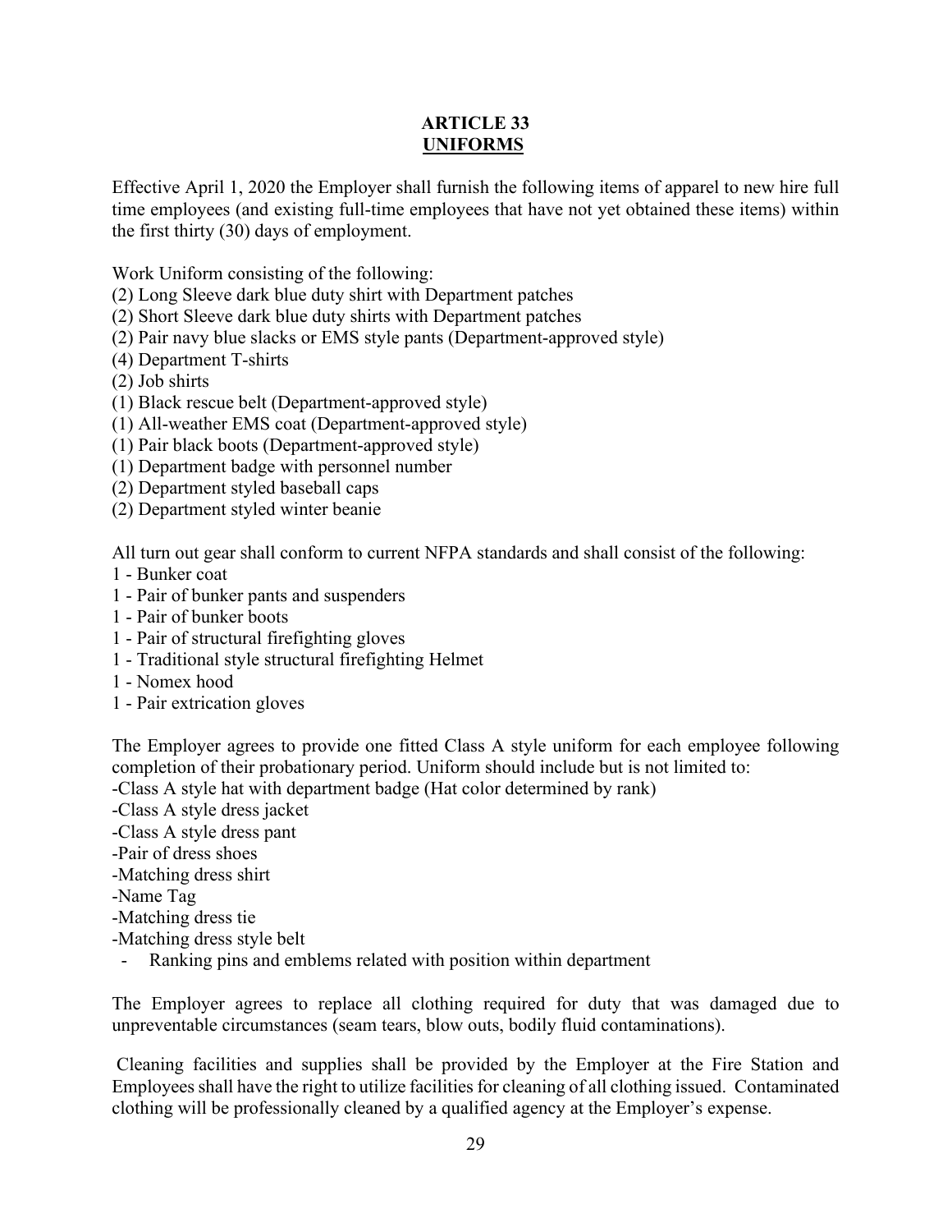# ARTICLE 33
## UNIFORMS

Effective April 1, 2020 the Employer shall furnish the following items of apparel to new hire full time employees (and existing full-time employees that have not yet obtained these items) within the first thirty (30) days of employment.

Work Uniform consisting of the following:
(2) Long Sleeve dark blue duty shirt with Department patches
(2) Short Sleeve dark blue duty shirts with Department patches
(2) Pair navy blue slacks or EMS style pants (Department-approved style)
(4) Department T-shirts
(2) Job shirts
(1) Black rescue belt (Department-approved style)
(1) All-weather EMS coat (Department-approved style)
(1) Pair black boots (Department-approved style)
(1) Department badge with personnel number
(2) Department styled baseball caps
(2) Department styled winter beanie

All turn out gear shall conform to current NFPA standards and shall consist of the following:
1 - Bunker coat
1 - Pair of bunker pants and suspenders
1 - Pair of bunker boots
1 - Pair of structural firefighting gloves
1 - Traditional style structural firefighting Helmet
1 - Nomex hood
1 - Pair extrication gloves

The Employer agrees to provide one fitted Class A style uniform for each employee following completion of their probationary period. Uniform should include but is not limited to:
-Class A style hat with department badge (Hat color determined by rank)
-Class A style dress jacket
-Class A style dress pant
-Pair of dress shoes
-Matching dress shirt
-Name Tag
-Matching dress tie
-Matching dress style belt
- Ranking pins and emblems related with position within department

The Employer agrees to replace all clothing required for duty that was damaged due to unpreventable circumstances (seam tears, blow outs, bodily fluid contaminations).

Cleaning facilities and supplies shall be provided by the Employer at the Fire Station and Employees shall have the right to utilize facilities for cleaning of all clothing issued. Contaminated clothing will be professionally cleaned by a qualified agency at the Employer's expense.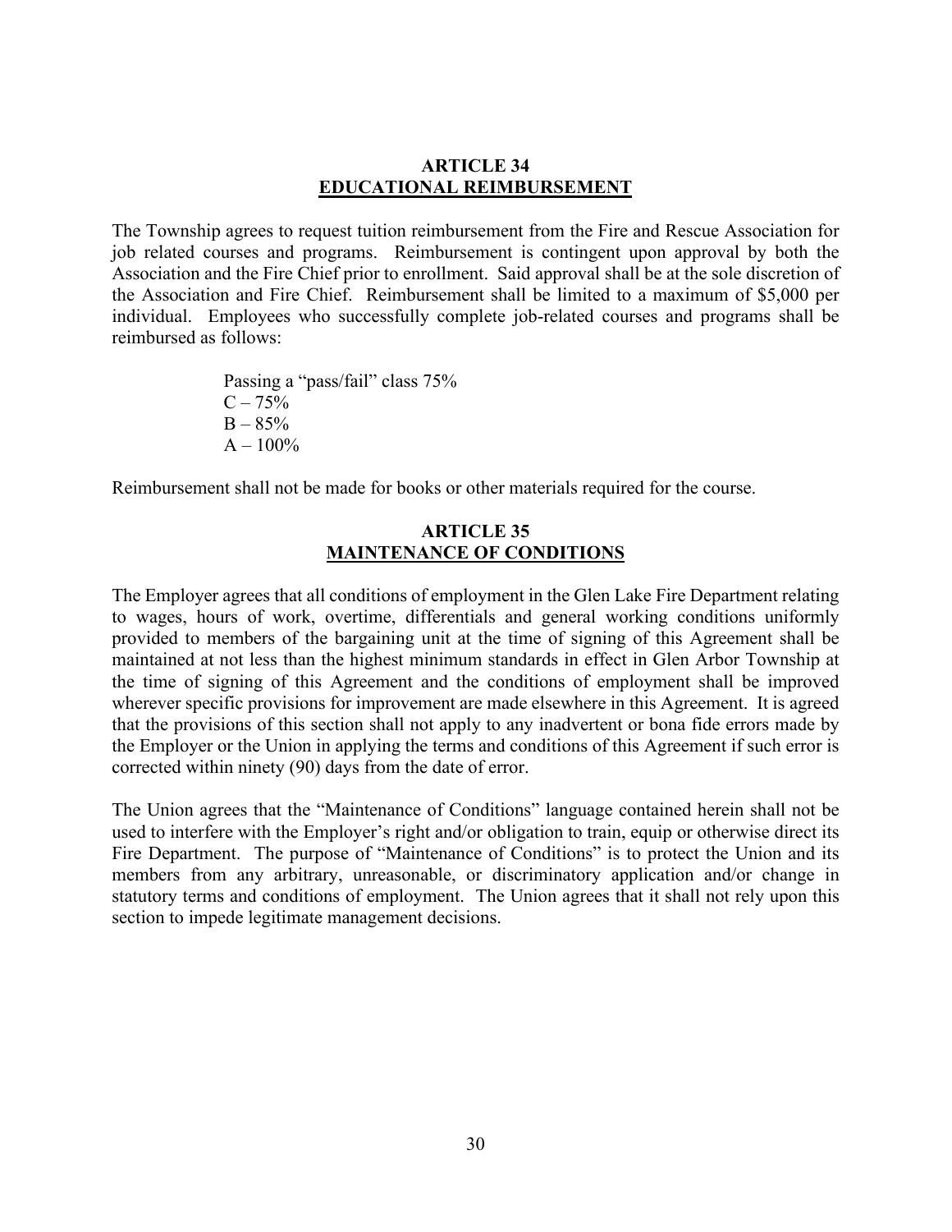## ARTICLE 34
## EDUCATIONAL REIMBURSEMENT

The Township agrees to request tuition reimbursement from the Fire and Rescue Association for job related courses and programs. Reimbursement is contingent upon approval by both the Association and the Fire Chief prior to enrollment. Said approval shall be at the sole discretion of the Association and Fire Chief. Reimbursement shall be limited to a maximum of $5,000 per individual. Employees who successfully complete job-related courses and programs shall be reimbursed as follows:

> Passing a "pass/fail" class 75%
> C – 75%
> B – 85%
> A – 100%

Reimbursement shall not be made for books or other materials required for the course.

## ARTICLE 35
## MAINTENANCE OF CONDITIONS

The Employer agrees that all conditions of employment in the Glen Lake Fire Department relating to wages, hours of work, overtime, differentials and general working conditions uniformly provided to members of the bargaining unit at the time of signing of this Agreement shall be maintained at not less than the highest minimum standards in effect in Glen Arbor Township at the time of signing of this Agreement and the conditions of employment shall be improved wherever specific provisions for improvement are made elsewhere in this Agreement. It is agreed that the provisions of this section shall not apply to any inadvertent or bona fide errors made by the Employer or the Union in applying the terms and conditions of this Agreement if such error is corrected within ninety (90) days from the date of error.

The Union agrees that the "Maintenance of Conditions" language contained herein shall not be used to interfere with the Employer's right and/or obligation to train, equip or otherwise direct its Fire Department. The purpose of "Maintenance of Conditions" is to protect the Union and its members from any arbitrary, unreasonable, or discriminatory application and/or change in statutory terms and conditions of employment. The Union agrees that it shall not rely upon this section to impede legitimate management decisions.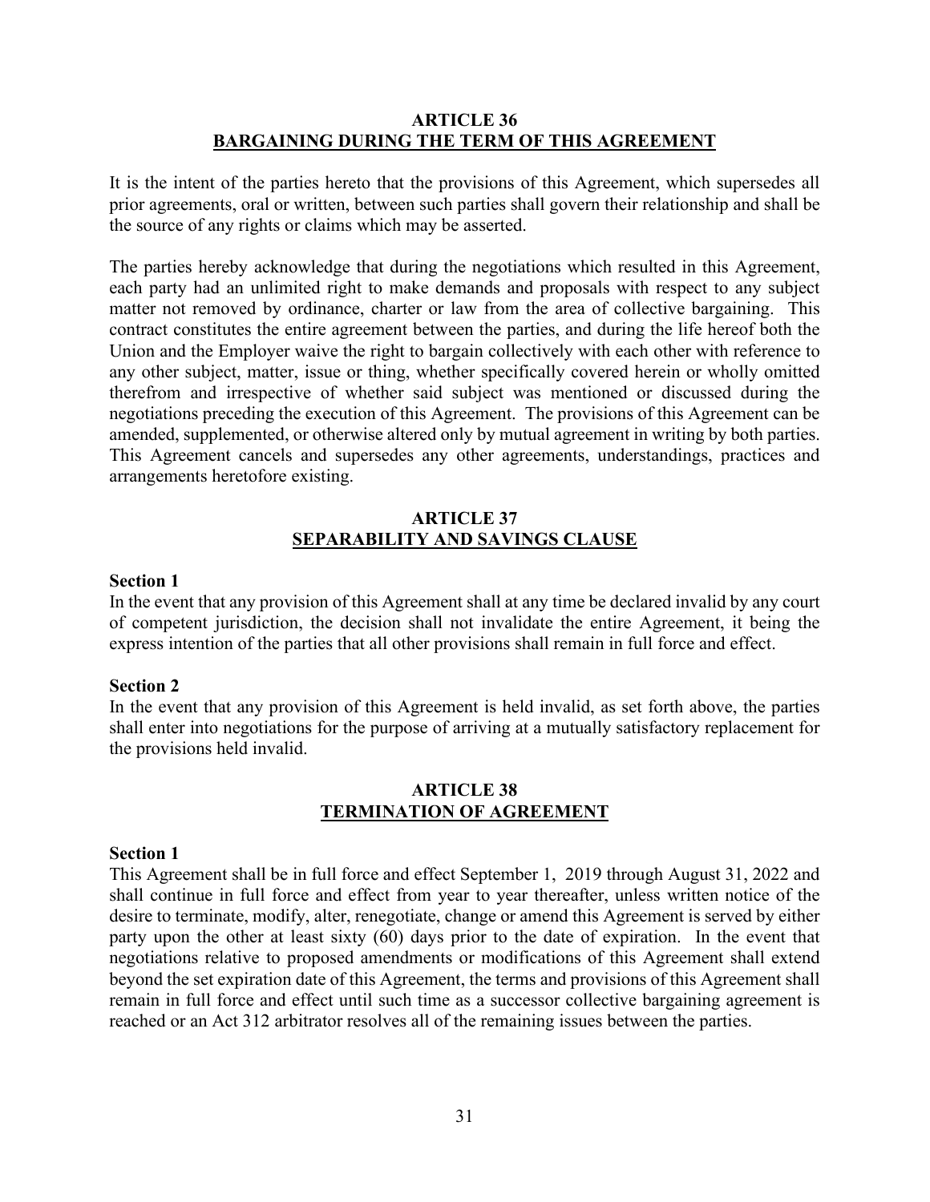## ARTICLE 36
## BARGAINING DURING THE TERM OF THIS AGREEMENT

It is the intent of the parties hereto that the provisions of this Agreement, which supersedes all prior agreements, oral or written, between such parties shall govern their relationship and shall be the source of any rights or claims which may be asserted.

The parties hereby acknowledge that during the negotiations which resulted in this Agreement, each party had an unlimited right to make demands and proposals with respect to any subject matter not removed by ordinance, charter or law from the area of collective bargaining. This contract constitutes the entire agreement between the parties, and during the life hereof both the Union and the Employer waive the right to bargain collectively with each other with reference to any other subject, matter, issue or thing, whether specifically covered herein or wholly omitted therefrom and irrespective of whether said subject was mentioned or discussed during the negotiations preceding the execution of this Agreement. The provisions of this Agreement can be amended, supplemented, or otherwise altered only by mutual agreement in writing by both parties. This Agreement cancels and supersedes any other agreements, understandings, practices and arrangements heretofore existing.

## ARTICLE 37
## SEPARABILITY AND SAVINGS CLAUSE

**Section 1**
In the event that any provision of this Agreement shall at any time be declared invalid by any court of competent jurisdiction, the decision shall not invalidate the entire Agreement, it being the express intention of the parties that all other provisions shall remain in full force and effect.

**Section 2**
In the event that any provision of this Agreement is held invalid, as set forth above, the parties shall enter into negotiations for the purpose of arriving at a mutually satisfactory replacement for the provisions held invalid.

## ARTICLE 38
## TERMINATION OF AGREEMENT

**Section 1**
This Agreement shall be in full force and effect September 1, 2019 through August 31, 2022 and shall continue in full force and effect from year to year thereafter, unless written notice of the desire to terminate, modify, alter, renegotiate, change or amend this Agreement is served by either party upon the other at least sixty (60) days prior to the date of expiration. In the event that negotiations relative to proposed amendments or modifications of this Agreement shall extend beyond the set expiration date of this Agreement, the terms and provisions of this Agreement shall remain in full force and effect until such time as a successor collective bargaining agreement is reached or an Act 312 arbitrator resolves all of the remaining issues between the parties.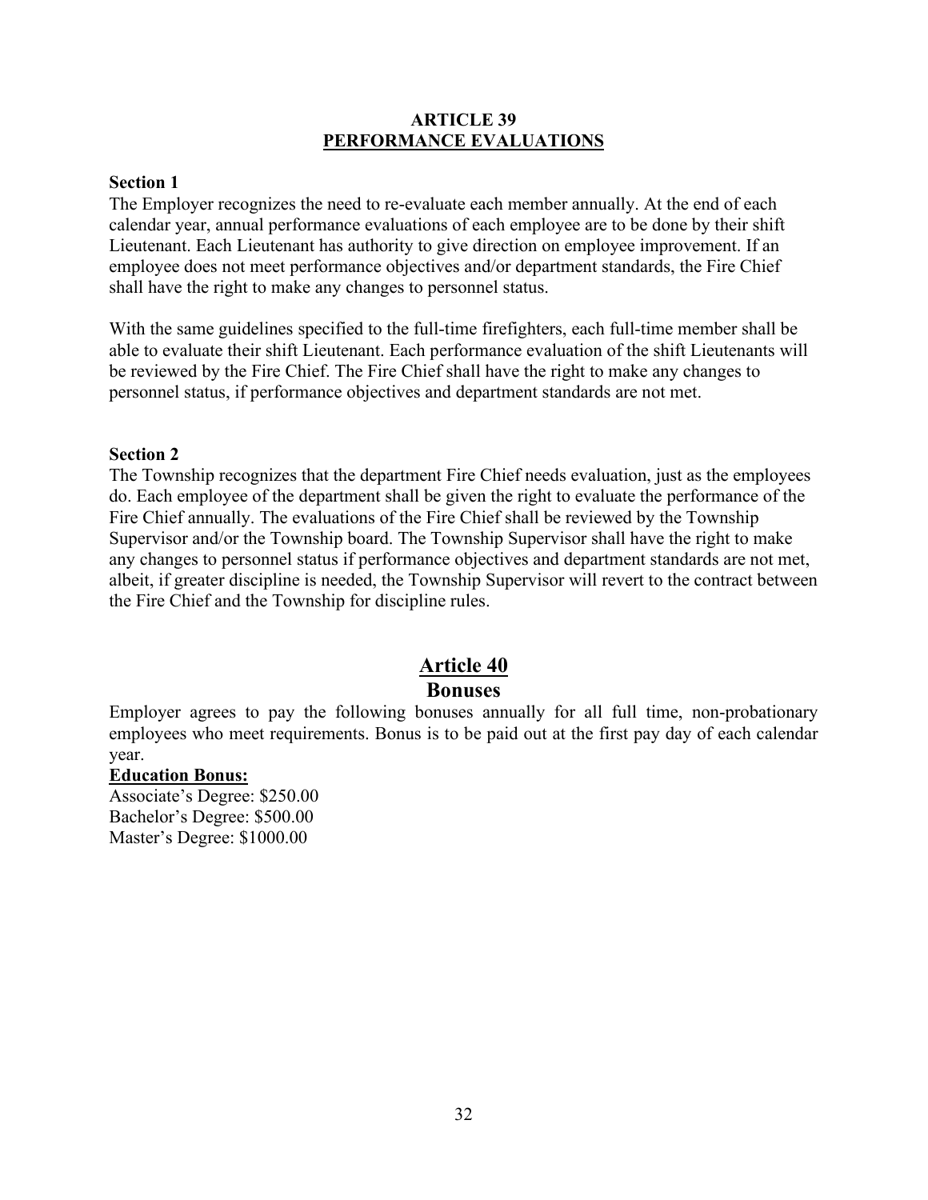## ARTICLE 39
## PERFORMANCE EVALUATIONS

**Section 1**

The Employer recognizes the need to re-evaluate each member annually. At the end of each calendar year, annual performance evaluations of each employee are to be done by their shift Lieutenant. Each Lieutenant has authority to give direction on employee improvement. If an employee does not meet performance objectives and/or department standards, the Fire Chief shall have the right to make any changes to personnel status.

With the same guidelines specified to the full-time firefighters, each full-time member shall be able to evaluate their shift Lieutenant. Each performance evaluation of the shift Lieutenants will be reviewed by the Fire Chief. The Fire Chief shall have the right to make any changes to personnel status, if performance objectives and department standards are not met.

**Section 2**

The Township recognizes that the department Fire Chief needs evaluation, just as the employees do. Each employee of the department shall be given the right to evaluate the performance of the Fire Chief annually. The evaluations of the Fire Chief shall be reviewed by the Township Supervisor and/or the Township board. The Township Supervisor shall have the right to make any changes to personnel status if performance objectives and department standards are not met, albeit, if greater discipline is needed, the Township Supervisor will revert to the contract between the Fire Chief and the Township for discipline rules.

## Article 40
## Bonuses

Employer agrees to pay the following bonuses annually for all full time, non-probationary employees who meet requirements. Bonus is to be paid out at the first pay day of each calendar year.

**Education Bonus:**

Associate's Degree: $250.00
Bachelor's Degree: $500.00
Master's Degree: $1000.00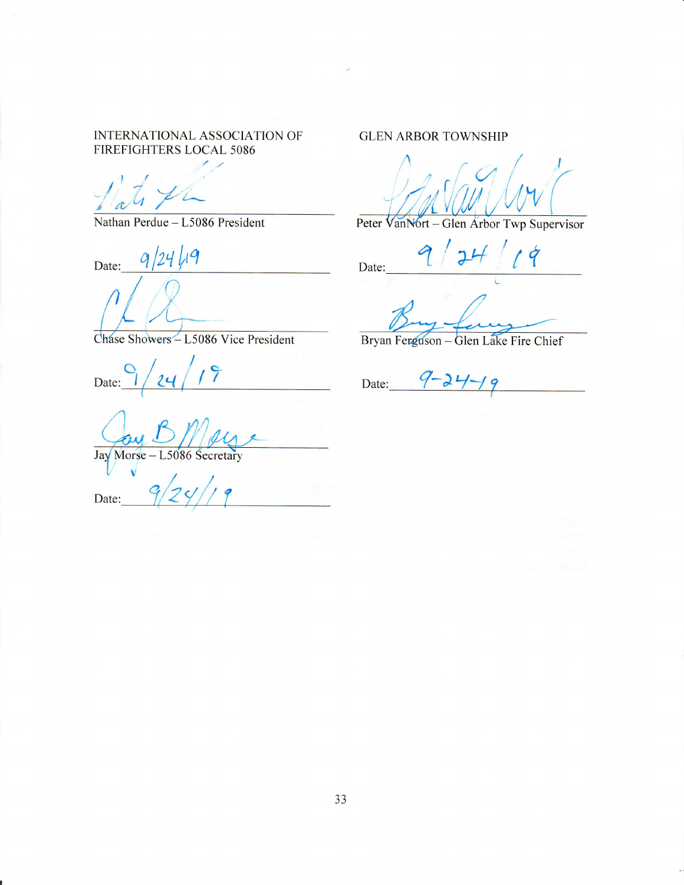INTERNATIONAL ASSOCIATION OF FIREFIGHTERS LOCAL 5086

Nathan Perdue – L5086 President

Date: 9/24/19

Chase Showers – L5086 Vice President

Date: 9/24/19

Jay Morse – L5086 Secretary

Date: 9/24/19

GLEN ARBOR TOWNSHIP

Peter VanNort – Glen Arbor Twp Supervisor

Date: 9/24/19

Bryan Ferguson – Glen Lake Fire Chief

Date: 9-24-19